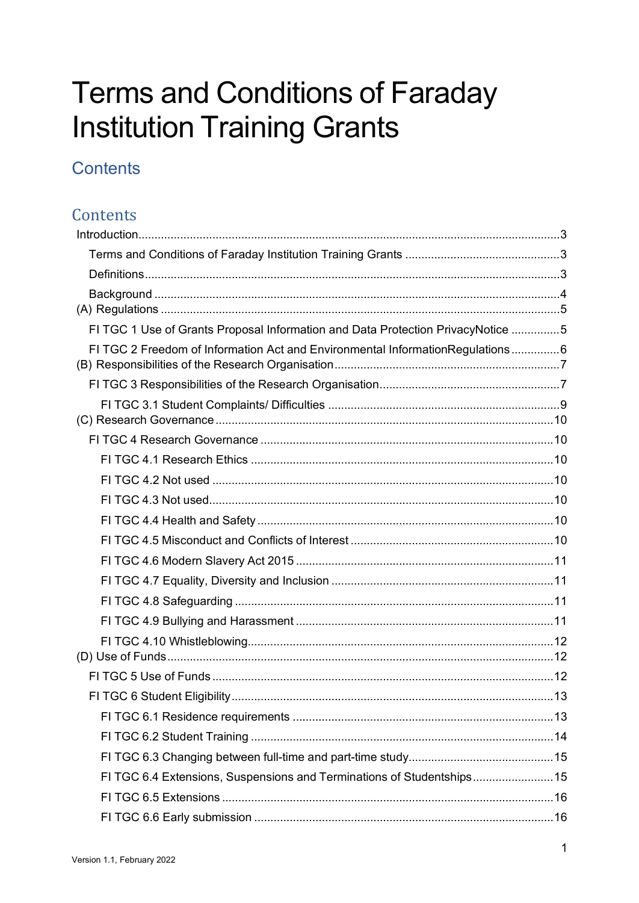# Terms and Conditions of Faraday Institution Training Grants

## Contents

## Contents

- Introduction.....3
  - Terms and Conditions of Faraday Institution Training Grants.....3
  - Definitions.....3
  - Background.....4
- (A) Regulations.....5
  - FI TGC 1 Use of Grants Proposal Information and Data Protection PrivacyNotice.....5
  - FI TGC 2 Freedom of Information Act and Environmental InformationRegulations.....6
- (B) Responsibilities of the Research Organisation.....7
  - FI TGC 3 Responsibilities of the Research Organisation.....7
    - FI TGC 3.1 Student Complaints/ Difficulties.....9
- (C) Research Governance.....10
  - FI TGC 4 Research Governance.....10
    - FI TGC 4.1 Research Ethics.....10
    - FI TGC 4.2 Not used.....10
    - FI TGC 4.3 Not used.....10
    - FI TGC 4.4 Health and Safety.....10
    - FI TGC 4.5 Misconduct and Conflicts of Interest.....10
    - FI TGC 4.6 Modern Slavery Act 2015.....11
    - FI TGC 4.7 Equality, Diversity and Inclusion.....11
    - FI TGC 4.8 Safeguarding.....11
    - FI TGC 4.9 Bullying and Harassment.....11
    - FI TGC 4.10 Whistleblowing.....12
- (D) Use of Funds.....12
  - FI TGC 5 Use of Funds.....12
  - FI TGC 6 Student Eligibility.....13
    - FI TGC 6.1 Residence requirements.....13
    - FI TGC 6.2 Student Training.....14
    - FI TGC 6.3 Changing between full-time and part-time study.....15
    - FI TGC 6.4 Extensions, Suspensions and Terminations of Studentships.....15
    - FI TGC 6.5 Extensions.....16
    - FI TGC 6.6 Early submission.....16

Version 1.1, February 2022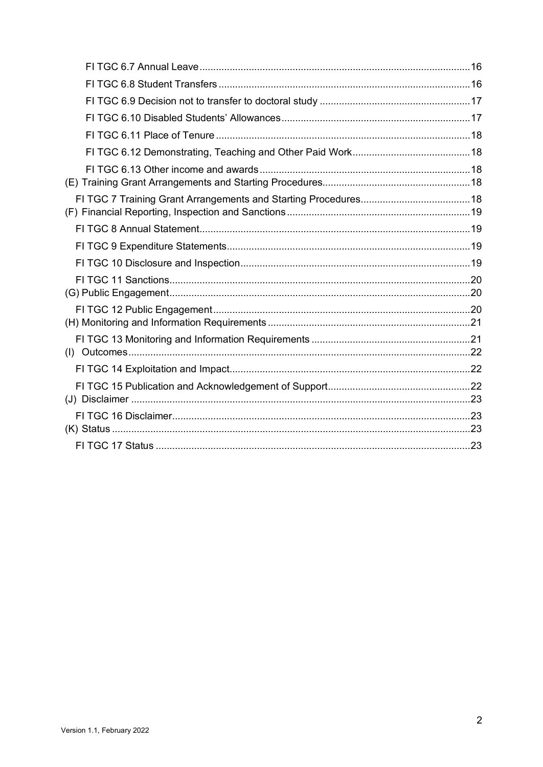FI TGC 6.7 Annual Leave ..... 16

FI TGC 6.8 Student Transfers ..... 16

FI TGC 6.9 Decision not to transfer to doctoral study ..... 17

FI TGC 6.10 Disabled Students' Allowances ..... 17

FI TGC 6.11 Place of Tenure ..... 18

FI TGC 6.12 Demonstrating, Teaching and Other Paid Work ..... 18

FI TGC 6.13 Other income and awards ..... 18

(E) Training Grant Arrangements and Starting Procedures ..... 18

FI TGC 7 Training Grant Arrangements and Starting Procedures ..... 18

(F) Financial Reporting, Inspection and Sanctions ..... 19

FI TGC 8 Annual Statement ..... 19

FI TGC 9 Expenditure Statements ..... 19

FI TGC 10 Disclosure and Inspection ..... 19

FI TGC 11 Sanctions ..... 20

(G) Public Engagement ..... 20

FI TGC 12 Public Engagement ..... 20

(H) Monitoring and Information Requirements ..... 21

FI TGC 13 Monitoring and Information Requirements ..... 21

(I) Outcomes ..... 22

FI TGC 14 Exploitation and Impact ..... 22

FI TGC 15 Publication and Acknowledgement of Support ..... 22

(J) Disclaimer ..... 23

FI TGC 16 Disclaimer ..... 23

(K) Status ..... 23

FI TGC 17 Status ..... 23

Version 1.1, February 2022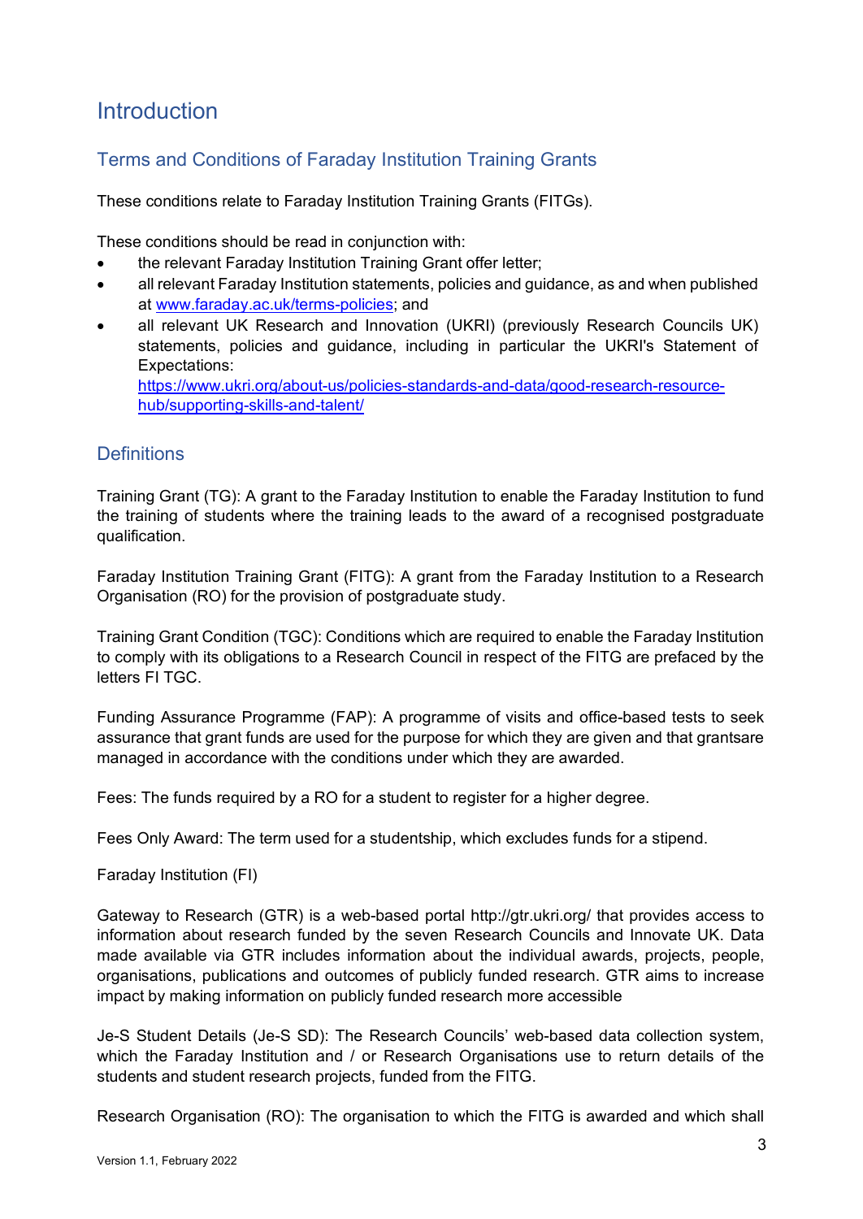# Introduction

## Terms and Conditions of Faraday Institution Training Grants

These conditions relate to Faraday Institution Training Grants (FITGs).

These conditions should be read in conjunction with:

- the relevant Faraday Institution Training Grant offer letter;
- all relevant Faraday Institution statements, policies and guidance, as and when published at [www.faraday.ac.uk/terms-policies](www.faraday.ac.uk/terms-policies); and
- all relevant UK Research and Innovation (UKRI) (previously Research Councils UK) statements, policies and guidance, including in particular the UKRI's Statement of Expectations: [https://www.ukri.org/about-us/policies-standards-and-data/good-research-resource-hub/supporting-skills-and-talent/](https://www.ukri.org/about-us/policies-standards-and-data/good-research-resource-hub/supporting-skills-and-talent/)

## Definitions

Training Grant (TG): A grant to the Faraday Institution to enable the Faraday Institution to fund the training of students where the training leads to the award of a recognised postgraduate qualification.

Faraday Institution Training Grant (FITG): A grant from the Faraday Institution to a Research Organisation (RO) for the provision of postgraduate study.

Training Grant Condition (TGC): Conditions which are required to enable the Faraday Institution to comply with its obligations to a Research Council in respect of the FITG are prefaced by the letters FI TGC.

Funding Assurance Programme (FAP): A programme of visits and office-based tests to seek assurance that grant funds are used for the purpose for which they are given and that grantsare managed in accordance with the conditions under which they are awarded.

Fees: The funds required by a RO for a student to register for a higher degree.

Fees Only Award: The term used for a studentship, which excludes funds for a stipend.

Faraday Institution (FI)

Gateway to Research (GTR) is a web-based portal http://gtr.ukri.org/ that provides access to information about research funded by the seven Research Councils and Innovate UK. Data made available via GTR includes information about the individual awards, projects, people, organisations, publications and outcomes of publicly funded research. GTR aims to increase impact by making information on publicly funded research more accessible

Je-S Student Details (Je-S SD): The Research Councils' web-based data collection system, which the Faraday Institution and / or Research Organisations use to return details of the students and student research projects, funded from the FITG.

Research Organisation (RO): The organisation to which the FITG is awarded and which shall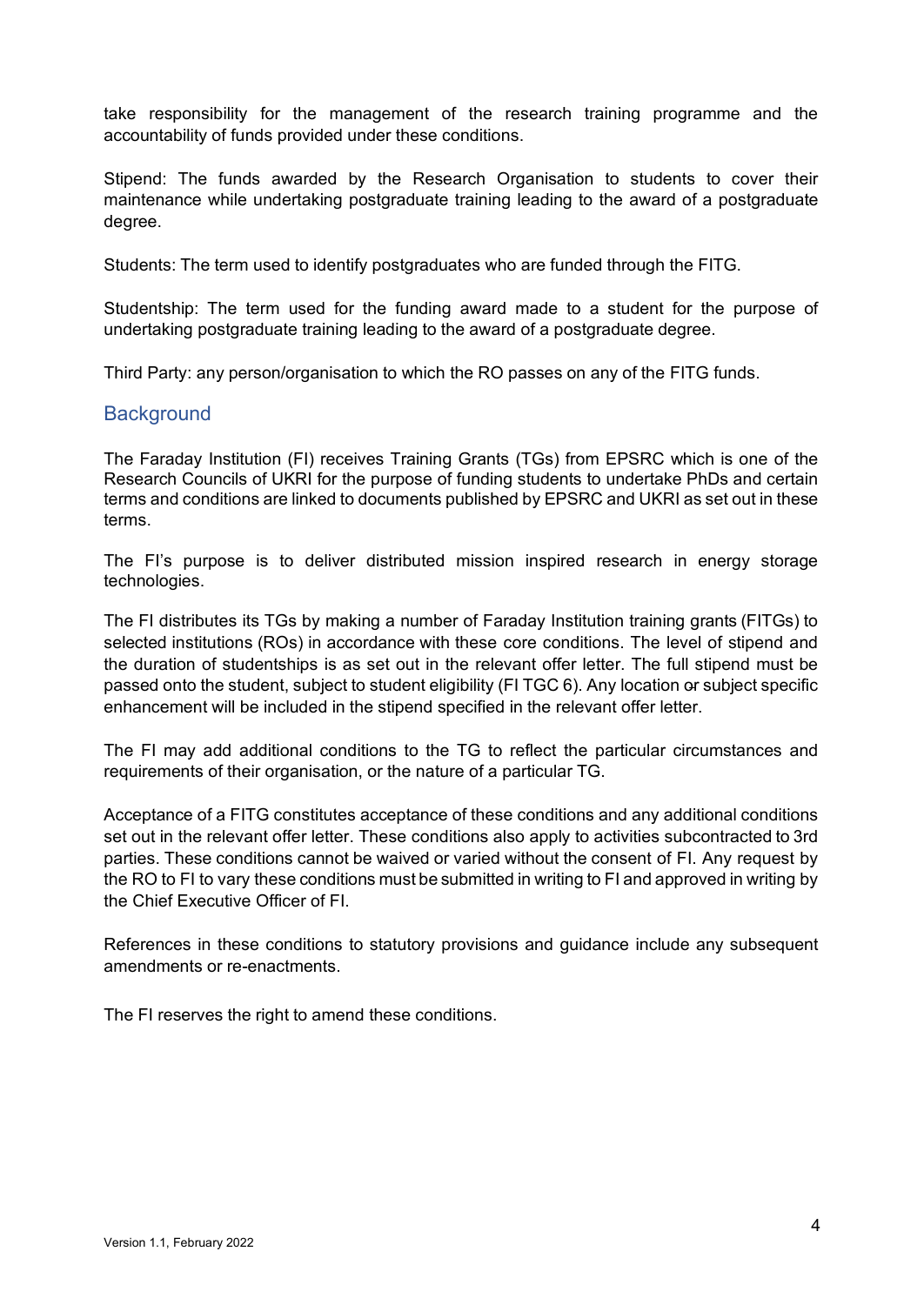take responsibility for the management of the research training programme and the accountability of funds provided under these conditions.

Stipend: The funds awarded by the Research Organisation to students to cover their maintenance while undertaking postgraduate training leading to the award of a postgraduate degree.

Students: The term used to identify postgraduates who are funded through the FITG.

Studentship: The term used for the funding award made to a student for the purpose of undertaking postgraduate training leading to the award of a postgraduate degree.

Third Party: any person/organisation to which the RO passes on any of the FITG funds.

## Background

The Faraday Institution (FI) receives Training Grants (TGs) from EPSRC which is one of the Research Councils of UKRI for the purpose of funding students to undertake PhDs and certain terms and conditions are linked to documents published by EPSRC and UKRI as set out in these terms.

The FI's purpose is to deliver distributed mission inspired research in energy storage technologies.

The FI distributes its TGs by making a number of Faraday Institution training grants (FITGs) to selected institutions (ROs) in accordance with these core conditions. The level of stipend and the duration of studentships is as set out in the relevant offer letter. The full stipend must be passed onto the student, subject to student eligibility (FI TGC 6). Any location or subject specific enhancement will be included in the stipend specified in the relevant offer letter.

The FI may add additional conditions to the TG to reflect the particular circumstances and requirements of their organisation, or the nature of a particular TG.

Acceptance of a FITG constitutes acceptance of these conditions and any additional conditions set out in the relevant offer letter. These conditions also apply to activities subcontracted to 3rd parties. These conditions cannot be waived or varied without the consent of FI. Any request by the RO to FI to vary these conditions must be submitted in writing to FI and approved in writing by the Chief Executive Officer of FI.

References in these conditions to statutory provisions and guidance include any subsequent amendments or re-enactments.

The FI reserves the right to amend these conditions.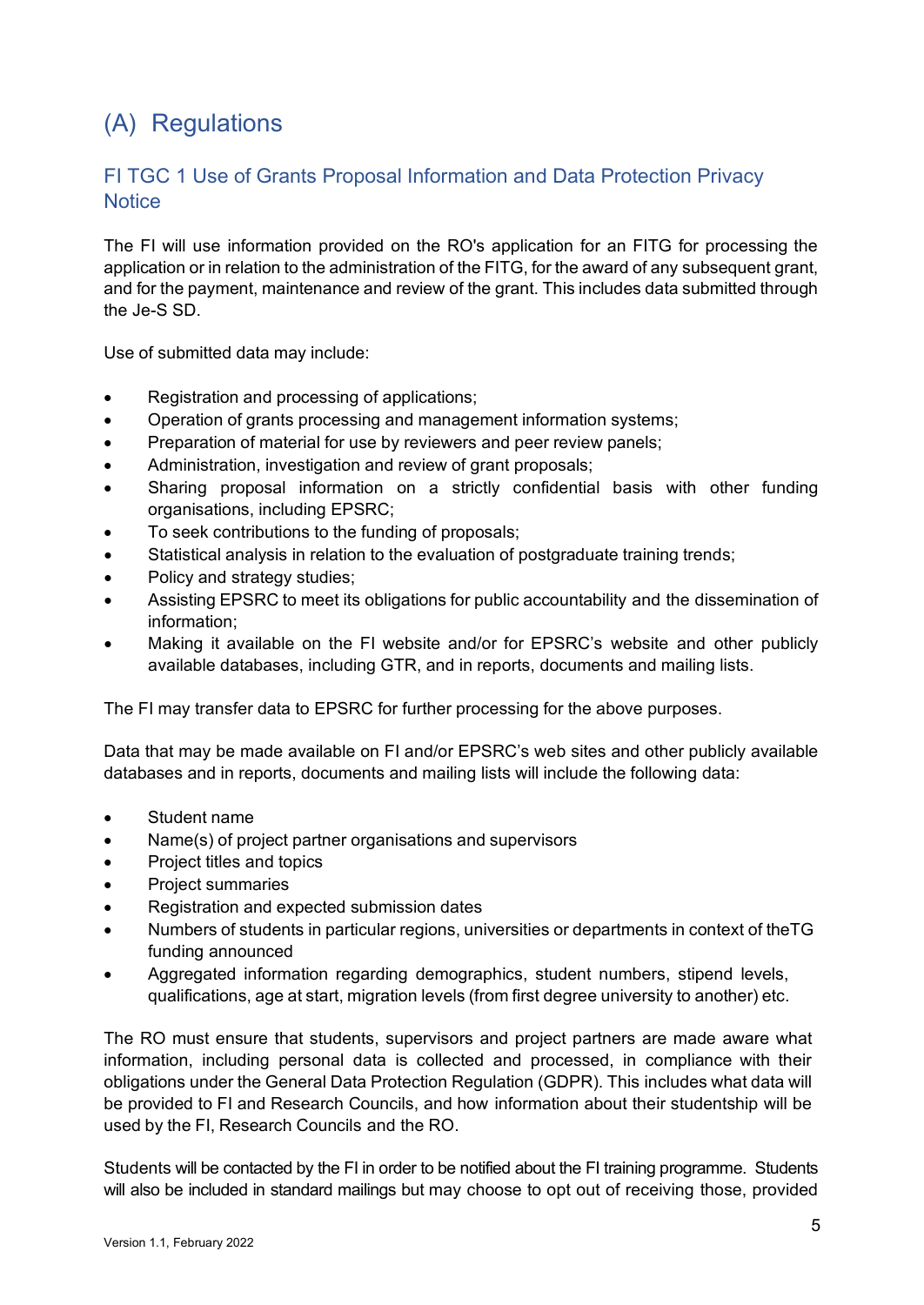# (A) Regulations

## FI TGC 1 Use of Grants Proposal Information and Data Protection Privacy Notice

The FI will use information provided on the RO's application for an FITG for processing the application or in relation to the administration of the FITG, for the award of any subsequent grant, and for the payment, maintenance and review of the grant. This includes data submitted through the Je-S SD.

Use of submitted data may include:

- Registration and processing of applications;
- Operation of grants processing and management information systems;
- Preparation of material for use by reviewers and peer review panels;
- Administration, investigation and review of grant proposals;
- Sharing proposal information on a strictly confidential basis with other funding organisations, including EPSRC;
- To seek contributions to the funding of proposals;
- Statistical analysis in relation to the evaluation of postgraduate training trends;
- Policy and strategy studies;
- Assisting EPSRC to meet its obligations for public accountability and the dissemination of information;
- Making it available on the FI website and/or for EPSRC's website and other publicly available databases, including GTR, and in reports, documents and mailing lists.

The FI may transfer data to EPSRC for further processing for the above purposes.

Data that may be made available on FI and/or EPSRC's web sites and other publicly available databases and in reports, documents and mailing lists will include the following data:

- Student name
- Name(s) of project partner organisations and supervisors
- Project titles and topics
- Project summaries
- Registration and expected submission dates
- Numbers of students in particular regions, universities or departments in context of theTG funding announced
- Aggregated information regarding demographics, student numbers, stipend levels, qualifications, age at start, migration levels (from first degree university to another) etc.

The RO must ensure that students, supervisors and project partners are made aware what information, including personal data is collected and processed, in compliance with their obligations under the General Data Protection Regulation (GDPR). This includes what data will be provided to FI and Research Councils, and how information about their studentship will be used by the FI, Research Councils and the RO.

Students will be contacted by the FI in order to be notified about the FI training programme. Students will also be included in standard mailings but may choose to opt out of receiving those, provided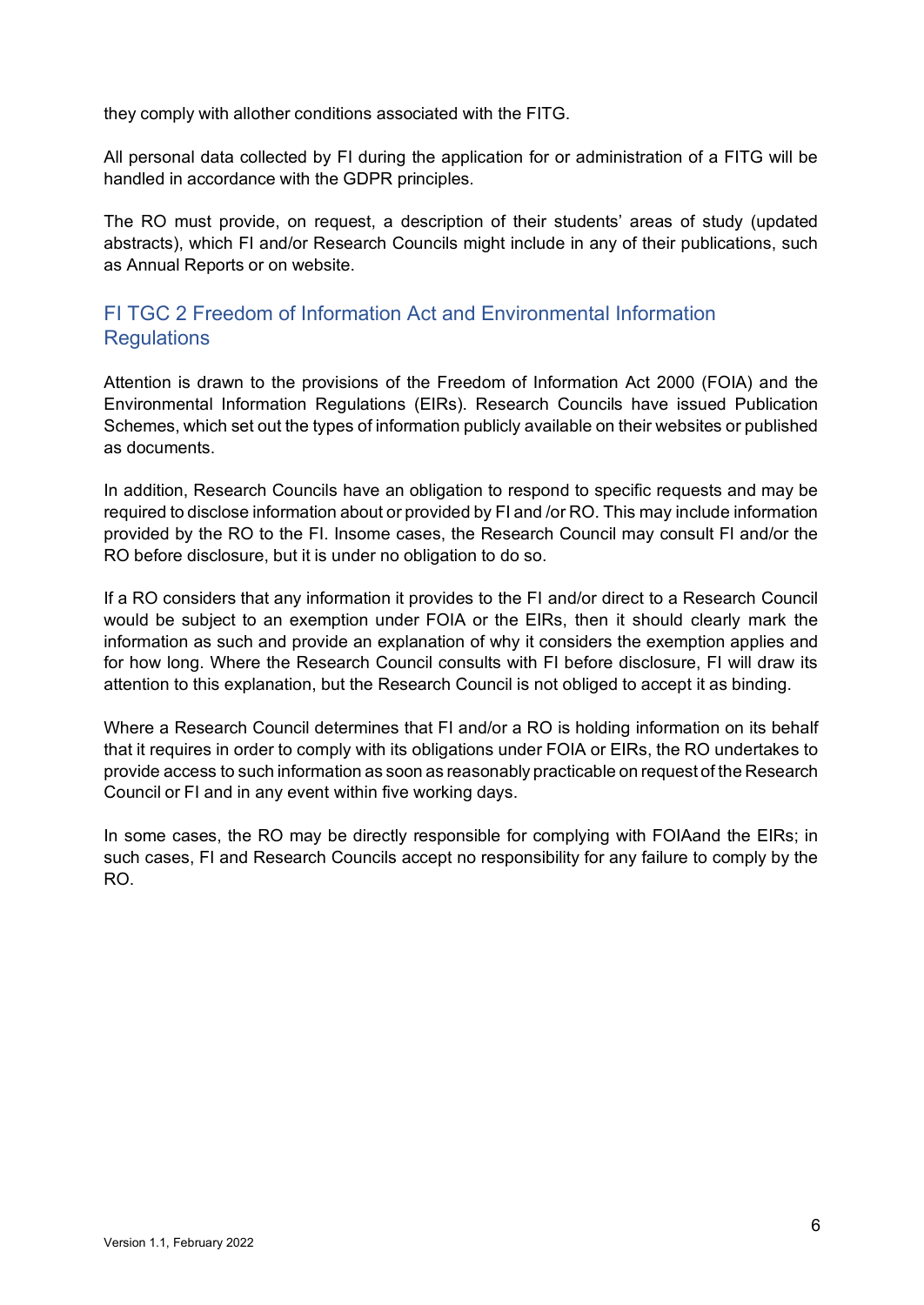they comply with allother conditions associated with the FITG.

All personal data collected by FI during the application for or administration of a FITG will be handled in accordance with the GDPR principles.

The RO must provide, on request, a description of their students' areas of study (updated abstracts), which FI and/or Research Councils might include in any of their publications, such as Annual Reports or on website.

## FI TGC 2 Freedom of Information Act and Environmental Information Regulations

Attention is drawn to the provisions of the Freedom of Information Act 2000 (FOIA) and the Environmental Information Regulations (EIRs). Research Councils have issued Publication Schemes, which set out the types of information publicly available on their websites or published as documents.

In addition, Research Councils have an obligation to respond to specific requests and may be required to disclose information about or provided by FI and /or RO. This may include information provided by the RO to the FI. Insome cases, the Research Council may consult FI and/or the RO before disclosure, but it is under no obligation to do so.

If a RO considers that any information it provides to the FI and/or direct to a Research Council would be subject to an exemption under FOIA or the EIRs, then it should clearly mark the information as such and provide an explanation of why it considers the exemption applies and for how long. Where the Research Council consults with FI before disclosure, FI will draw its attention to this explanation, but the Research Council is not obliged to accept it as binding.

Where a Research Council determines that FI and/or a RO is holding information on its behalf that it requires in order to comply with its obligations under FOIA or EIRs, the RO undertakes to provide access to such information as soon as reasonably practicable on request of the Research Council or FI and in any event within five working days.

In some cases, the RO may be directly responsible for complying with FOIAand the EIRs; in such cases, FI and Research Councils accept no responsibility for any failure to comply by the RO.

Version 1.1, February 2022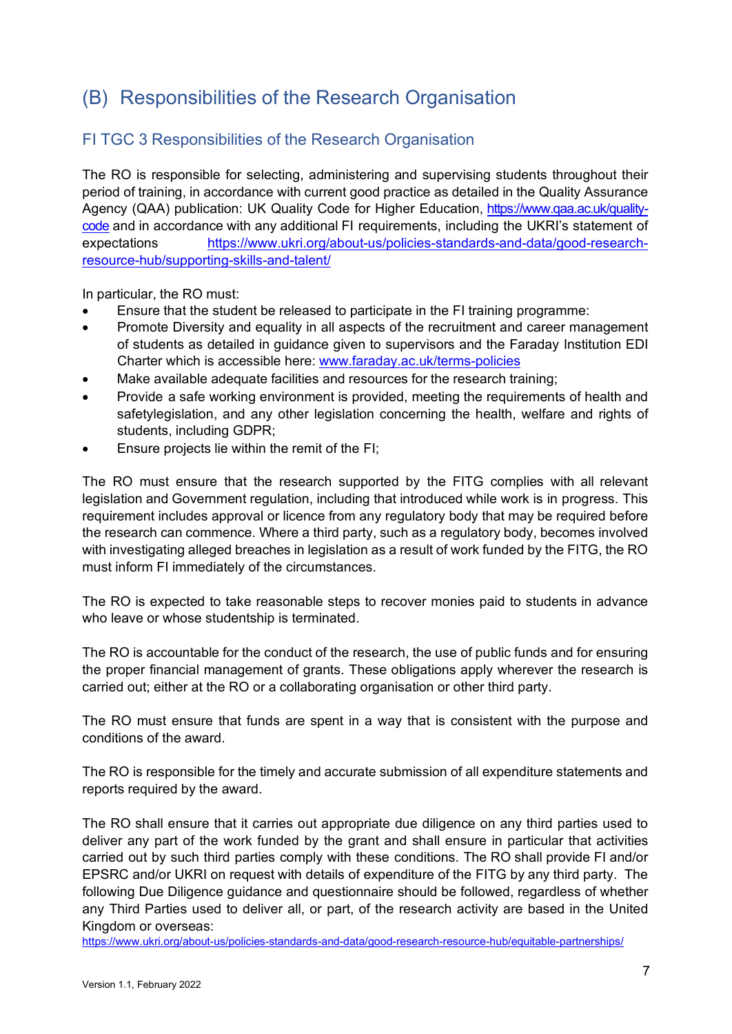# (B) Responsibilities of the Research Organisation

## FI TGC 3 Responsibilities of the Research Organisation

The RO is responsible for selecting, administering and supervising students throughout their period of training, in accordance with current good practice as detailed in the Quality Assurance Agency (QAA) publication: UK Quality Code for Higher Education, https://www.qaa.ac.uk/quality-code and in accordance with any additional FI requirements, including the UKRI's statement of expectations https://www.ukri.org/about-us/policies-standards-and-data/good-research-resource-hub/supporting-skills-and-talent/

In particular, the RO must:

- Ensure that the student be released to participate in the FI training programme:
- Promote Diversity and equality in all aspects of the recruitment and career management of students as detailed in guidance given to supervisors and the Faraday Institution EDI Charter which is accessible here: www.faraday.ac.uk/terms-policies
- Make available adequate facilities and resources for the research training;
- Provide a safe working environment is provided, meeting the requirements of health and safetylegislation, and any other legislation concerning the health, welfare and rights of students, including GDPR;
- Ensure projects lie within the remit of the FI;

The RO must ensure that the research supported by the FITG complies with all relevant legislation and Government regulation, including that introduced while work is in progress. This requirement includes approval or licence from any regulatory body that may be required before the research can commence. Where a third party, such as a regulatory body, becomes involved with investigating alleged breaches in legislation as a result of work funded by the FITG, the RO must inform FI immediately of the circumstances.

The RO is expected to take reasonable steps to recover monies paid to students in advance who leave or whose studentship is terminated.

The RO is accountable for the conduct of the research, the use of public funds and for ensuring the proper financial management of grants. These obligations apply wherever the research is carried out; either at the RO or a collaborating organisation or other third party.

The RO must ensure that funds are spent in a way that is consistent with the purpose and conditions of the award.

The RO is responsible for the timely and accurate submission of all expenditure statements and reports required by the award.

The RO shall ensure that it carries out appropriate due diligence on any third parties used to deliver any part of the work funded by the grant and shall ensure in particular that activities carried out by such third parties comply with these conditions. The RO shall provide FI and/or EPSRC and/or UKRI on request with details of expenditure of the FITG by any third party. The following Due Diligence guidance and questionnaire should be followed, regardless of whether any Third Parties used to deliver all, or part, of the research activity are based in the United Kingdom or overseas:
https://www.ukri.org/about-us/policies-standards-and-data/good-research-resource-hub/equitable-partnerships/

Version 1.1, February 2022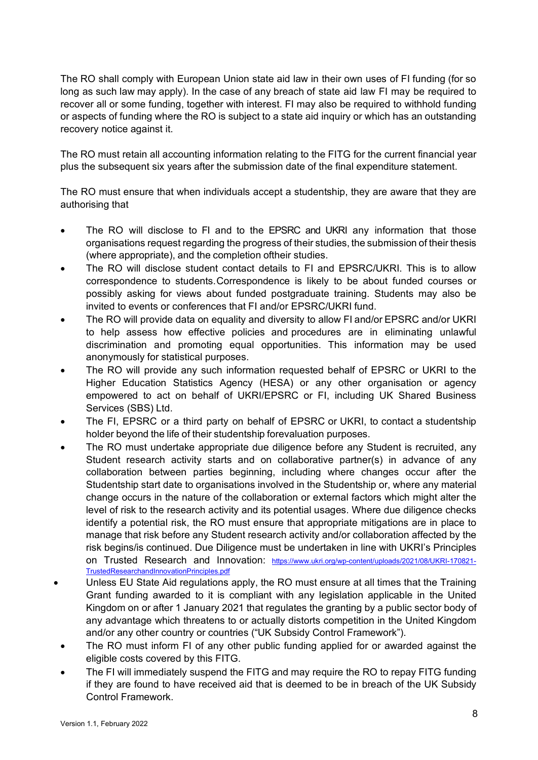The RO shall comply with European Union state aid law in their own uses of FI funding (for so long as such law may apply). In the case of any breach of state aid law FI may be required to recover all or some funding, together with interest. FI may also be required to withhold funding or aspects of funding where the RO is subject to a state aid inquiry or which has an outstanding recovery notice against it.

The RO must retain all accounting information relating to the FITG for the current financial year plus the subsequent six years after the submission date of the final expenditure statement.

The RO must ensure that when individuals accept a studentship, they are aware that they are authorising that

- The RO will disclose to FI and to the EPSRC and UKRI any information that those organisations request regarding the progress of their studies, the submission of their thesis (where appropriate), and the completion oftheir studies.
- The RO will disclose student contact details to FI and EPSRC/UKRI. This is to allow correspondence to students.Correspondence is likely to be about funded courses or possibly asking for views about funded postgraduate training. Students may also be invited to events or conferences that FI and/or EPSRC/UKRI fund.
- The RO will provide data on equality and diversity to allow FI and/or EPSRC and/or UKRI to help assess how effective policies and procedures are in eliminating unlawful discrimination and promoting equal opportunities. This information may be used anonymously for statistical purposes.
- The RO will provide any such information requested behalf of EPSRC or UKRI to the Higher Education Statistics Agency (HESA) or any other organisation or agency empowered to act on behalf of UKRI/EPSRC or FI, including UK Shared Business Services (SBS) Ltd.
- The FI, EPSRC or a third party on behalf of EPSRC or UKRI, to contact a studentship holder beyond the life of their studentship forevaluation purposes.
- The RO must undertake appropriate due diligence before any Student is recruited, any Student research activity starts and on collaborative partner(s) in advance of any collaboration between parties beginning, including where changes occur after the Studentship start date to organisations involved in the Studentship or, where any material change occurs in the nature of the collaboration or external factors which might alter the level of risk to the research activity and its potential usages. Where due diligence checks identify a potential risk, the RO must ensure that appropriate mitigations are in place to manage that risk before any Student research activity and/or collaboration affected by the risk begins/is continued. Due Diligence must be undertaken in line with UKRI's Principles on Trusted Research and Innovation: https://www.ukri.org/wp-content/uploads/2021/08/UKRI-170821-TrustedResearchandInnovationPrinciples.pdf
- Unless EU State Aid regulations apply, the RO must ensure at all times that the Training Grant funding awarded to it is compliant with any legislation applicable in the United Kingdom on or after 1 January 2021 that regulates the granting by a public sector body of any advantage which threatens to or actually distorts competition in the United Kingdom and/or any other country or countries ("UK Subsidy Control Framework").
- The RO must inform FI of any other public funding applied for or awarded against the eligible costs covered by this FITG.
- The FI will immediately suspend the FITG and may require the RO to repay FITG funding if they are found to have received aid that is deemed to be in breach of the UK Subsidy Control Framework.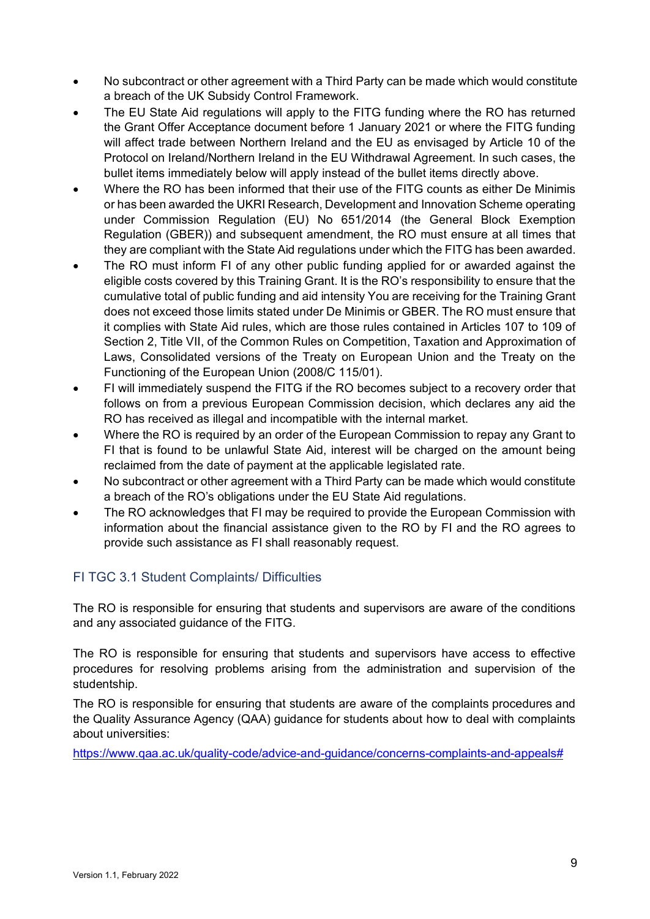- No subcontract or other agreement with a Third Party can be made which would constitute a breach of the UK Subsidy Control Framework.
- The EU State Aid regulations will apply to the FITG funding where the RO has returned the Grant Offer Acceptance document before 1 January 2021 or where the FITG funding will affect trade between Northern Ireland and the EU as envisaged by Article 10 of the Protocol on Ireland/Northern Ireland in the EU Withdrawal Agreement. In such cases, the bullet items immediately below will apply instead of the bullet items directly above.
- Where the RO has been informed that their use of the FITG counts as either De Minimis or has been awarded the UKRI Research, Development and Innovation Scheme operating under Commission Regulation (EU) No 651/2014 (the General Block Exemption Regulation (GBER)) and subsequent amendment, the RO must ensure at all times that they are compliant with the State Aid regulations under which the FITG has been awarded.
- The RO must inform FI of any other public funding applied for or awarded against the eligible costs covered by this Training Grant. It is the RO's responsibility to ensure that the cumulative total of public funding and aid intensity You are receiving for the Training Grant does not exceed those limits stated under De Minimis or GBER. The RO must ensure that it complies with State Aid rules, which are those rules contained in Articles 107 to 109 of Section 2, Title VII, of the Common Rules on Competition, Taxation and Approximation of Laws, Consolidated versions of the Treaty on European Union and the Treaty on the Functioning of the European Union (2008/C 115/01).
- FI will immediately suspend the FITG if the RO becomes subject to a recovery order that follows on from a previous European Commission decision, which declares any aid the RO has received as illegal and incompatible with the internal market.
- Where the RO is required by an order of the European Commission to repay any Grant to FI that is found to be unlawful State Aid, interest will be charged on the amount being reclaimed from the date of payment at the applicable legislated rate.
- No subcontract or other agreement with a Third Party can be made which would constitute a breach of the RO's obligations under the EU State Aid regulations.
- The RO acknowledges that FI may be required to provide the European Commission with information about the financial assistance given to the RO by FI and the RO agrees to provide such assistance as FI shall reasonably request.

## FI TGC 3.1 Student Complaints/ Difficulties

The RO is responsible for ensuring that students and supervisors are aware of the conditions and any associated guidance of the FITG.

The RO is responsible for ensuring that students and supervisors have access to effective procedures for resolving problems arising from the administration and supervision of the studentship.

The RO is responsible for ensuring that students are aware of the complaints procedures and the Quality Assurance Agency (QAA) guidance for students about how to deal with complaints about universities:

https://www.qaa.ac.uk/quality-code/advice-and-guidance/concerns-complaints-and-appeals#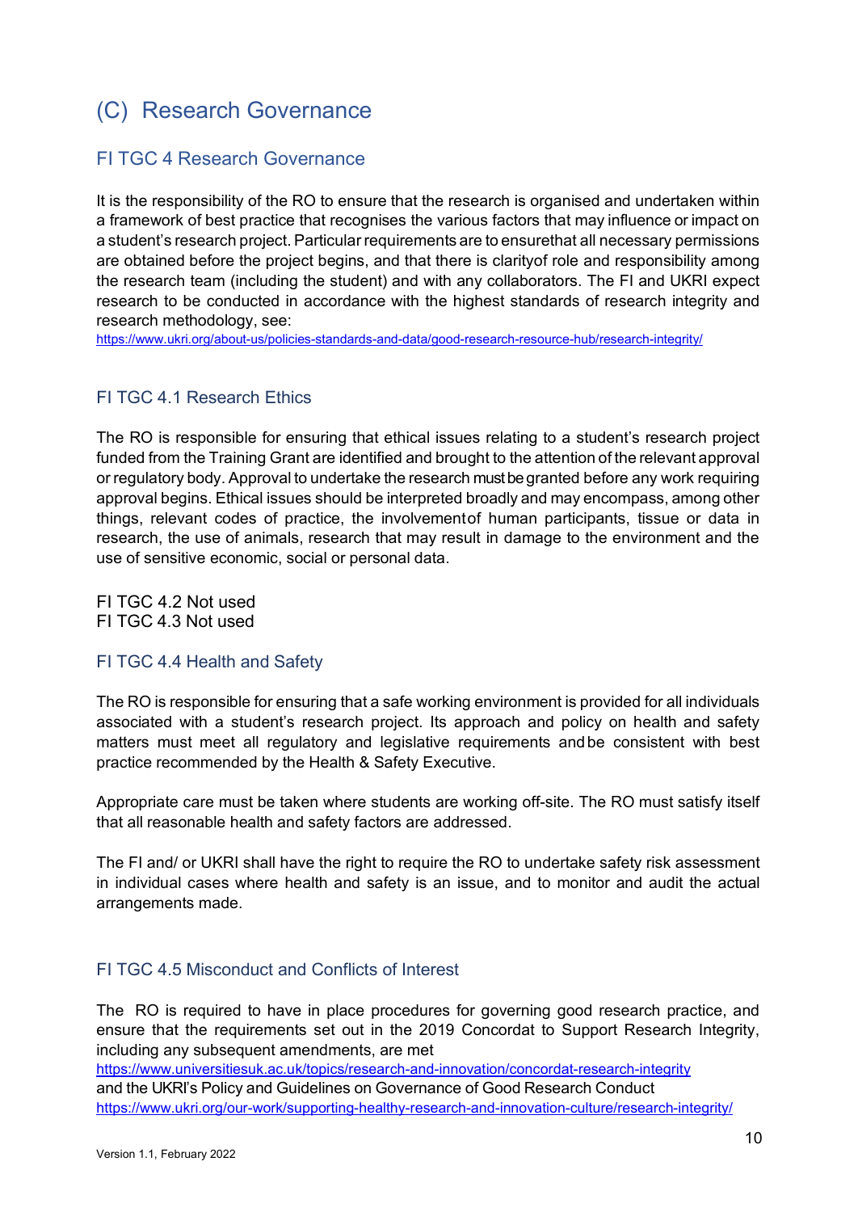# (C) Research Governance

## FI TGC 4 Research Governance

It is the responsibility of the RO to ensure that the research is organised and undertaken within a framework of best practice that recognises the various factors that may influence or impact on a student's research project. Particular requirements are to ensurethat all necessary permissions are obtained before the project begins, and that there is clarityof role and responsibility among the research team (including the student) and with any collaborators. The FI and UKRI expect research to be conducted in accordance with the highest standards of research integrity and research methodology, see:
https://www.ukri.org/about-us/policies-standards-and-data/good-research-resource-hub/research-integrity/

### FI TGC 4.1 Research Ethics

The RO is responsible for ensuring that ethical issues relating to a student's research project funded from the Training Grant are identified and brought to the attention of the relevant approval or regulatory body. Approval to undertake the research must be granted before any work requiring approval begins. Ethical issues should be interpreted broadly and may encompass, among other things, relevant codes of practice, the involvementof human participants, tissue or data in research, the use of animals, research that may result in damage to the environment and the use of sensitive economic, social or personal data.

FI TGC 4.2 Not used
FI TGC 4.3 Not used

### FI TGC 4.4 Health and Safety

The RO is responsible for ensuring that a safe working environment is provided for all individuals associated with a student's research project. Its approach and policy on health and safety matters must meet all regulatory and legislative requirements and be consistent with best practice recommended by the Health & Safety Executive.

Appropriate care must be taken where students are working off-site. The RO must satisfy itself that all reasonable health and safety factors are addressed.

The FI and/ or UKRI shall have the right to require the RO to undertake safety risk assessment in individual cases where health and safety is an issue, and to monitor and audit the actual arrangements made.

### FI TGC 4.5 Misconduct and Conflicts of Interest

The RO is required to have in place procedures for governing good research practice, and ensure that the requirements set out in the 2019 Concordat to Support Research Integrity, including any subsequent amendments, are met
https://www.universitiesuk.ac.uk/topics/research-and-innovation/concordat-research-integrity
and the UKRI's Policy and Guidelines on Governance of Good Research Conduct
https://www.ukri.org/our-work/supporting-healthy-research-and-innovation-culture/research-integrity/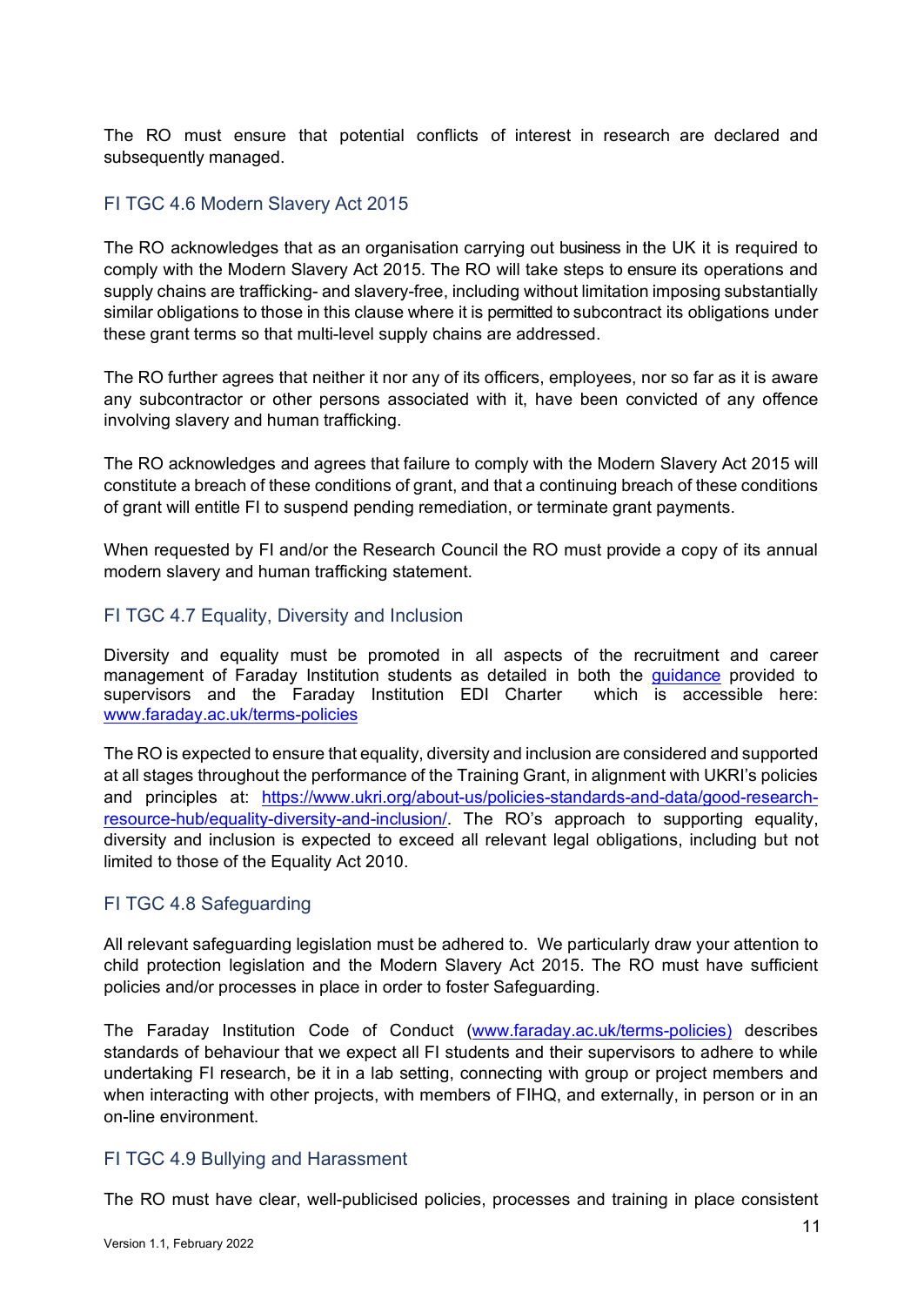The RO must ensure that potential conflicts of interest in research are declared and subsequently managed.

## FI TGC 4.6 Modern Slavery Act 2015

The RO acknowledges that as an organisation carrying out business in the UK it is required to comply with the Modern Slavery Act 2015. The RO will take steps to ensure its operations and supply chains are trafficking- and slavery-free, including without limitation imposing substantially similar obligations to those in this clause where it is permitted to subcontract its obligations under these grant terms so that multi-level supply chains are addressed.

The RO further agrees that neither it nor any of its officers, employees, nor so far as it is aware any subcontractor or other persons associated with it, have been convicted of any offence involving slavery and human trafficking.

The RO acknowledges and agrees that failure to comply with the Modern Slavery Act 2015 will constitute a breach of these conditions of grant, and that a continuing breach of these conditions of grant will entitle FI to suspend pending remediation, or terminate grant payments.

When requested by FI and/or the Research Council the RO must provide a copy of its annual modern slavery and human trafficking statement.

## FI TGC 4.7 Equality, Diversity and Inclusion

Diversity and equality must be promoted in all aspects of the recruitment and career management of Faraday Institution students as detailed in both the guidance provided to supervisors and the Faraday Institution EDI Charter which is accessible here: www.faraday.ac.uk/terms-policies

The RO is expected to ensure that equality, diversity and inclusion are considered and supported at all stages throughout the performance of the Training Grant, in alignment with UKRI's policies and principles at: https://www.ukri.org/about-us/policies-standards-and-data/good-research-resource-hub/equality-diversity-and-inclusion/. The RO's approach to supporting equality, diversity and inclusion is expected to exceed all relevant legal obligations, including but not limited to those of the Equality Act 2010.

## FI TGC 4.8 Safeguarding

All relevant safeguarding legislation must be adhered to. We particularly draw your attention to child protection legislation and the Modern Slavery Act 2015. The RO must have sufficient policies and/or processes in place in order to foster Safeguarding.

The Faraday Institution Code of Conduct (www.faraday.ac.uk/terms-policies) describes standards of behaviour that we expect all FI students and their supervisors to adhere to while undertaking FI research, be it in a lab setting, connecting with group or project members and when interacting with other projects, with members of FIHQ, and externally, in person or in an on-line environment.

## FI TGC 4.9 Bullying and Harassment

The RO must have clear, well-publicised policies, processes and training in place consistent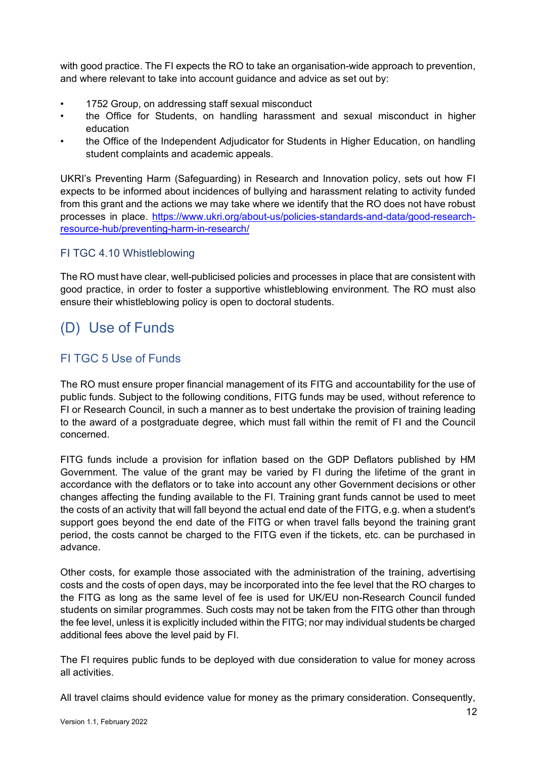with good practice. The FI expects the RO to take an organisation-wide approach to prevention, and where relevant to take into account guidance and advice as set out by:

- 1752 Group, on addressing staff sexual misconduct
- the Office for Students, on handling harassment and sexual misconduct in higher education
- the Office of the Independent Adjudicator for Students in Higher Education, on handling student complaints and academic appeals.

UKRI's Preventing Harm (Safeguarding) in Research and Innovation policy, sets out how FI expects to be informed about incidences of bullying and harassment relating to activity funded from this grant and the actions we may take where we identify that the RO does not have robust processes in place. [https://www.ukri.org/about-us/policies-standards-and-data/good-research-resource-hub/preventing-harm-in-research/](https://www.ukri.org/about-us/policies-standards-and-data/good-research-resource-hub/preventing-harm-in-research/)

### FI TGC 4.10 Whistleblowing

The RO must have clear, well-publicised policies and processes in place that are consistent with good practice, in order to foster a supportive whistleblowing environment. The RO must also ensure their whistleblowing policy is open to doctoral students.

## (D) Use of Funds

### FI TGC 5 Use of Funds

The RO must ensure proper financial management of its FITG and accountability for the use of public funds. Subject to the following conditions, FITG funds may be used, without reference to FI or Research Council, in such a manner as to best undertake the provision of training leading to the award of a postgraduate degree, which must fall within the remit of FI and the Council concerned.

FITG funds include a provision for inflation based on the GDP Deflators published by HM Government. The value of the grant may be varied by FI during the lifetime of the grant in accordance with the deflators or to take into account any other Government decisions or other changes affecting the funding available to the FI. Training grant funds cannot be used to meet the costs of an activity that will fall beyond the actual end date of the FITG, e.g. when a student's support goes beyond the end date of the FITG or when travel falls beyond the training grant period, the costs cannot be charged to the FITG even if the tickets, etc. can be purchased in advance.

Other costs, for example those associated with the administration of the training, advertising costs and the costs of open days, may be incorporated into the fee level that the RO charges to the FITG as long as the same level of fee is used for UK/EU non-Research Council funded students on similar programmes. Such costs may not be taken from the FITG other than through the fee level, unless it is explicitly included within the FITG; nor may individual students be charged additional fees above the level paid by FI.

The FI requires public funds to be deployed with due consideration to value for money across all activities.

All travel claims should evidence value for money as the primary consideration. Consequently,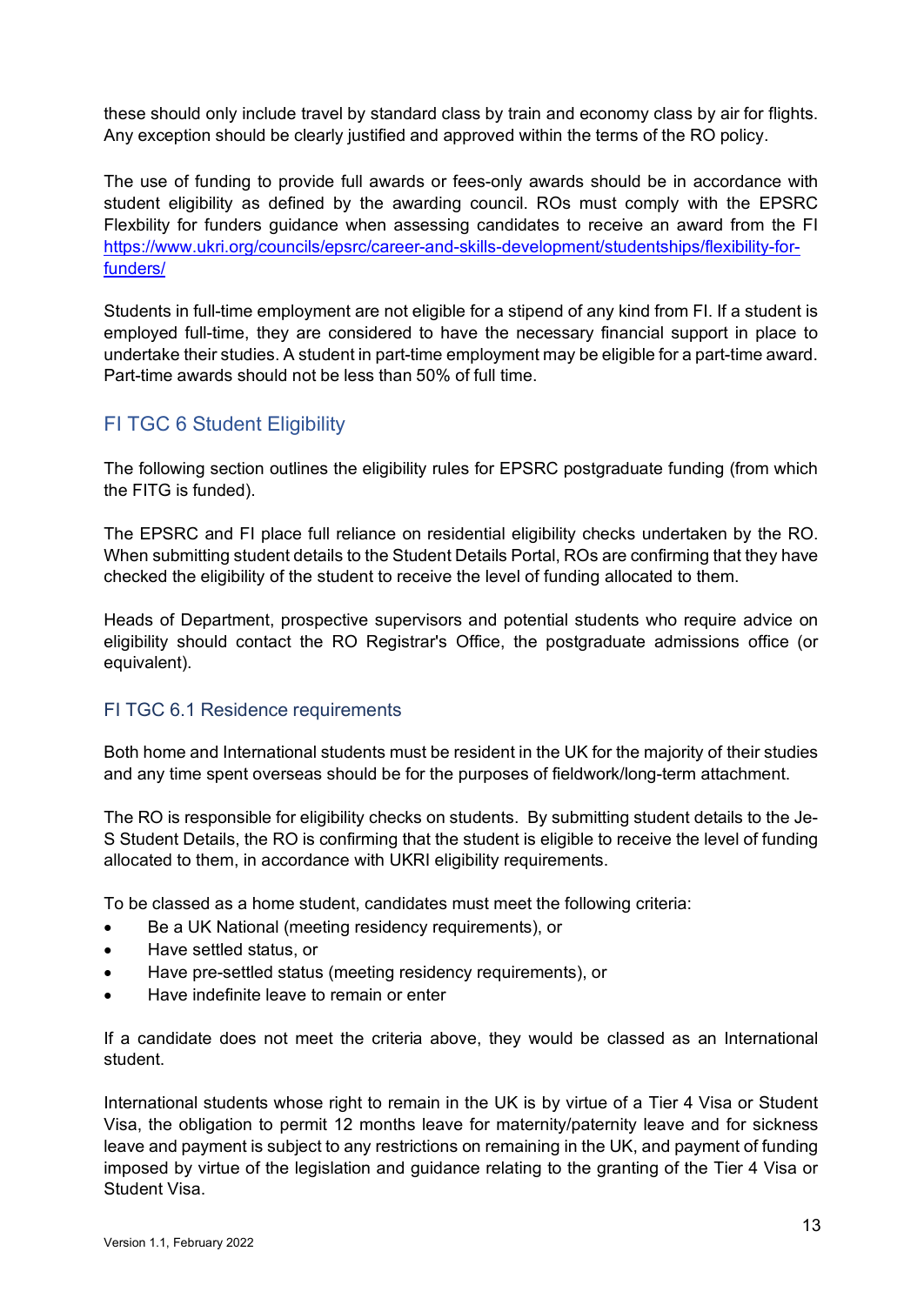these should only include travel by standard class by train and economy class by air for flights. Any exception should be clearly justified and approved within the terms of the RO policy.

The use of funding to provide full awards or fees-only awards should be in accordance with student eligibility as defined by the awarding council. ROs must comply with the EPSRC Flexbility for funders guidance when assessing candidates to receive an award from the FI [https://www.ukri.org/councils/epsrc/career-and-skills-development/studentships/flexibility-for-funders/](https://www.ukri.org/councils/epsrc/career-and-skills-development/studentships/flexibility-for-funders/)

Students in full-time employment are not eligible for a stipend of any kind from FI. If a student is employed full-time, they are considered to have the necessary financial support in place to undertake their studies. A student in part-time employment may be eligible for a part-time award. Part-time awards should not be less than 50% of full time.

## FI TGC 6 Student Eligibility

The following section outlines the eligibility rules for EPSRC postgraduate funding (from which the FITG is funded).

The EPSRC and FI place full reliance on residential eligibility checks undertaken by the RO. When submitting student details to the Student Details Portal, ROs are confirming that they have checked the eligibility of the student to receive the level of funding allocated to them.

Heads of Department, prospective supervisors and potential students who require advice on eligibility should contact the RO Registrar's Office, the postgraduate admissions office (or equivalent).

### FI TGC 6.1 Residence requirements

Both home and International students must be resident in the UK for the majority of their studies and any time spent overseas should be for the purposes of fieldwork/long-term attachment.

The RO is responsible for eligibility checks on students. By submitting student details to the Je-S Student Details, the RO is confirming that the student is eligible to receive the level of funding allocated to them, in accordance with UKRI eligibility requirements.

To be classed as a home student, candidates must meet the following criteria:

- Be a UK National (meeting residency requirements), or
- Have settled status, or
- Have pre-settled status (meeting residency requirements), or
- Have indefinite leave to remain or enter

If a candidate does not meet the criteria above, they would be classed as an International student.

International students whose right to remain in the UK is by virtue of a Tier 4 Visa or Student Visa, the obligation to permit 12 months leave for maternity/paternity leave and for sickness leave and payment is subject to any restrictions on remaining in the UK, and payment of funding imposed by virtue of the legislation and guidance relating to the granting of the Tier 4 Visa or Student Visa.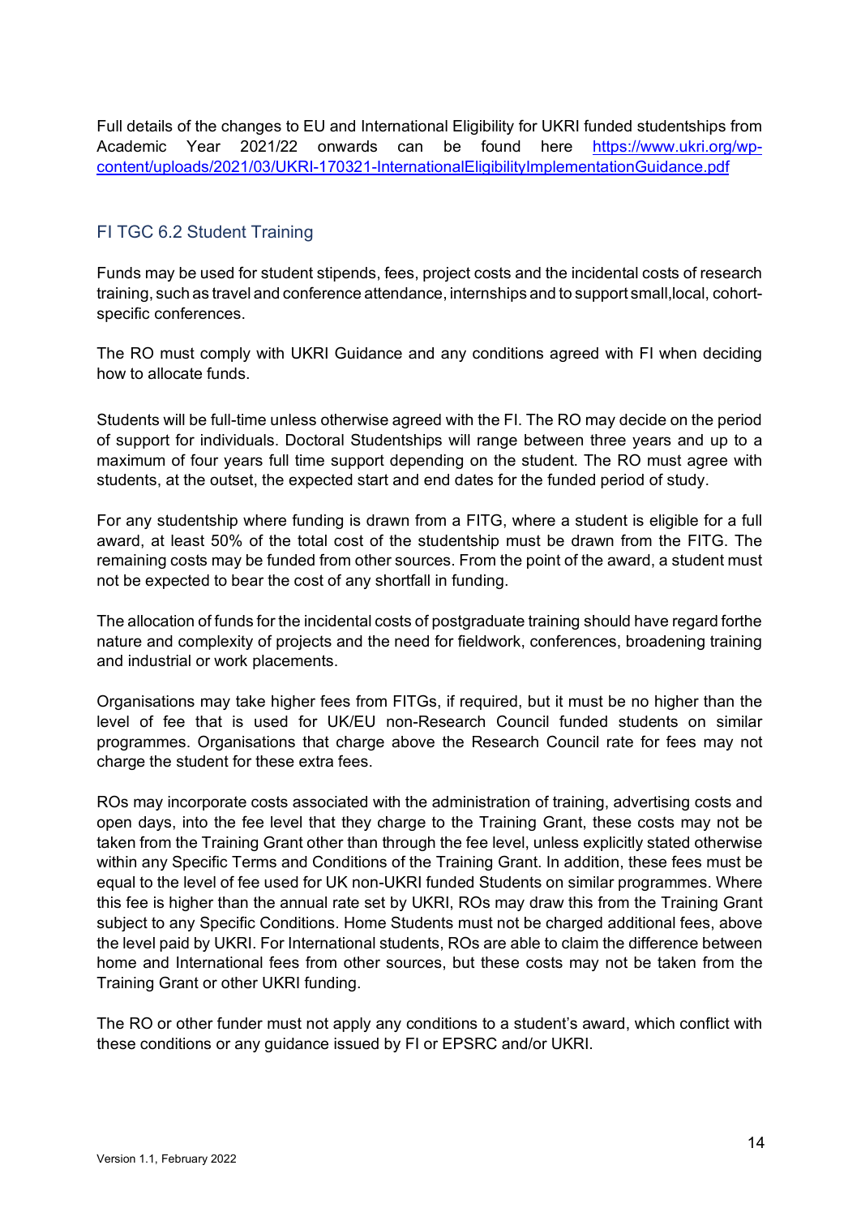Full details of the changes to EU and International Eligibility for UKRI funded studentships from Academic Year 2021/22 onwards can be found here [https://www.ukri.org/wp-content/uploads/2021/03/UKRI-170321-InternationalEligibilityImplementationGuidance.pdf](https://www.ukri.org/wp-content/uploads/2021/03/UKRI-170321-InternationalEligibilityImplementationGuidance.pdf)

## FI TGC 6.2 Student Training

Funds may be used for student stipends, fees, project costs and the incidental costs of research training, such as travel and conference attendance, internships and to support small,local, cohort-specific conferences.

The RO must comply with UKRI Guidance and any conditions agreed with FI when deciding how to allocate funds.

Students will be full-time unless otherwise agreed with the FI. The RO may decide on the period of support for individuals. Doctoral Studentships will range between three years and up to a maximum of four years full time support depending on the student. The RO must agree with students, at the outset, the expected start and end dates for the funded period of study.

For any studentship where funding is drawn from a FITG, where a student is eligible for a full award, at least 50% of the total cost of the studentship must be drawn from the FITG. The remaining costs may be funded from other sources. From the point of the award, a student must not be expected to bear the cost of any shortfall in funding.

The allocation of funds for the incidental costs of postgraduate training should have regard forthe nature and complexity of projects and the need for fieldwork, conferences, broadening training and industrial or work placements.

Organisations may take higher fees from FITGs, if required, but it must be no higher than the level of fee that is used for UK/EU non-Research Council funded students on similar programmes. Organisations that charge above the Research Council rate for fees may not charge the student for these extra fees.

ROs may incorporate costs associated with the administration of training, advertising costs and open days, into the fee level that they charge to the Training Grant, these costs may not be taken from the Training Grant other than through the fee level, unless explicitly stated otherwise within any Specific Terms and Conditions of the Training Grant. In addition, these fees must be equal to the level of fee used for UK non-UKRI funded Students on similar programmes. Where this fee is higher than the annual rate set by UKRI, ROs may draw this from the Training Grant subject to any Specific Conditions. Home Students must not be charged additional fees, above the level paid by UKRI. For International students, ROs are able to claim the difference between home and International fees from other sources, but these costs may not be taken from the Training Grant or other UKRI funding.

The RO or other funder must not apply any conditions to a student's award, which conflict with these conditions or any guidance issued by FI or EPSRC and/or UKRI.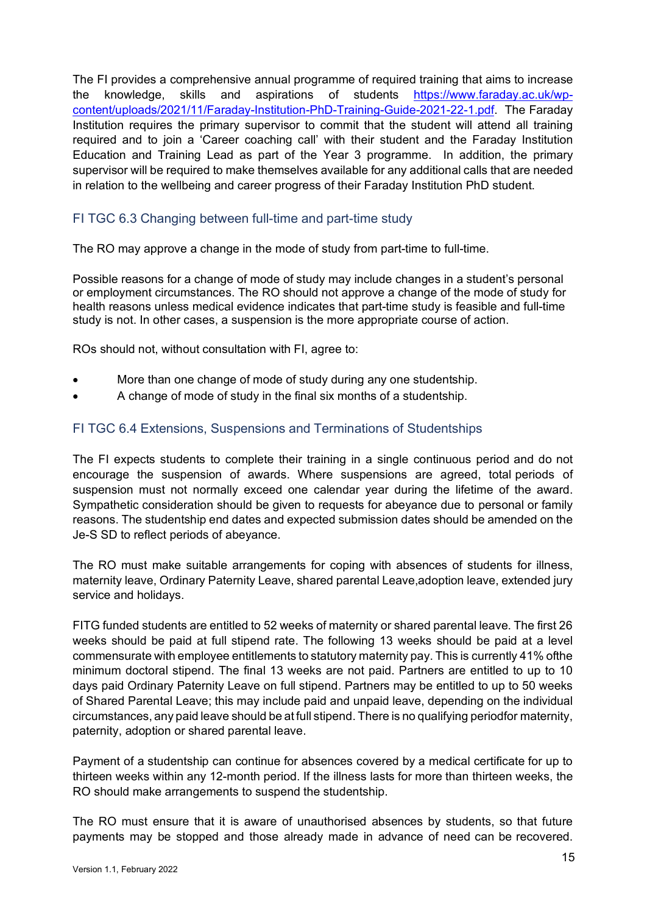The FI provides a comprehensive annual programme of required training that aims to increase the knowledge, skills and aspirations of students [https://www.faraday.ac.uk/wp-content/uploads/2021/11/Faraday-Institution-PhD-Training-Guide-2021-22-1.pdf](https://www.faraday.ac.uk/wp-content/uploads/2021/11/Faraday-Institution-PhD-Training-Guide-2021-22-1.pdf). The Faraday Institution requires the primary supervisor to commit that the student will attend all training required and to join a 'Career coaching call' with their student and the Faraday Institution Education and Training Lead as part of the Year 3 programme. In addition, the primary supervisor will be required to make themselves available for any additional calls that are needed in relation to the wellbeing and career progress of their Faraday Institution PhD student.

### FI TGC 6.3 Changing between full-time and part-time study

The RO may approve a change in the mode of study from part-time to full-time.

Possible reasons for a change of mode of study may include changes in a student's personal or employment circumstances. The RO should not approve a change of the mode of study for health reasons unless medical evidence indicates that part-time study is feasible and full-time study is not. In other cases, a suspension is the more appropriate course of action.

ROs should not, without consultation with FI, agree to:

- More than one change of mode of study during any one studentship.
- A change of mode of study in the final six months of a studentship.

### FI TGC 6.4 Extensions, Suspensions and Terminations of Studentships

The FI expects students to complete their training in a single continuous period and do not encourage the suspension of awards. Where suspensions are agreed, total periods of suspension must not normally exceed one calendar year during the lifetime of the award. Sympathetic consideration should be given to requests for abeyance due to personal or family reasons. The studentship end dates and expected submission dates should be amended on the Je-S SD to reflect periods of abeyance.

The RO must make suitable arrangements for coping with absences of students for illness, maternity leave, Ordinary Paternity Leave, shared parental Leave,adoption leave, extended jury service and holidays.

FITG funded students are entitled to 52 weeks of maternity or shared parental leave. The first 26 weeks should be paid at full stipend rate. The following 13 weeks should be paid at a level commensurate with employee entitlements to statutory maternity pay. This is currently 41% ofthe minimum doctoral stipend. The final 13 weeks are not paid. Partners are entitled to up to 10 days paid Ordinary Paternity Leave on full stipend. Partners may be entitled to up to 50 weeks of Shared Parental Leave; this may include paid and unpaid leave, depending on the individual circumstances, any paid leave should be at full stipend. There is no qualifying periodfor maternity, paternity, adoption or shared parental leave.

Payment of a studentship can continue for absences covered by a medical certificate for up to thirteen weeks within any 12-month period. If the illness lasts for more than thirteen weeks, the RO should make arrangements to suspend the studentship.

The RO must ensure that it is aware of unauthorised absences by students, so that future payments may be stopped and those already made in advance of need can be recovered.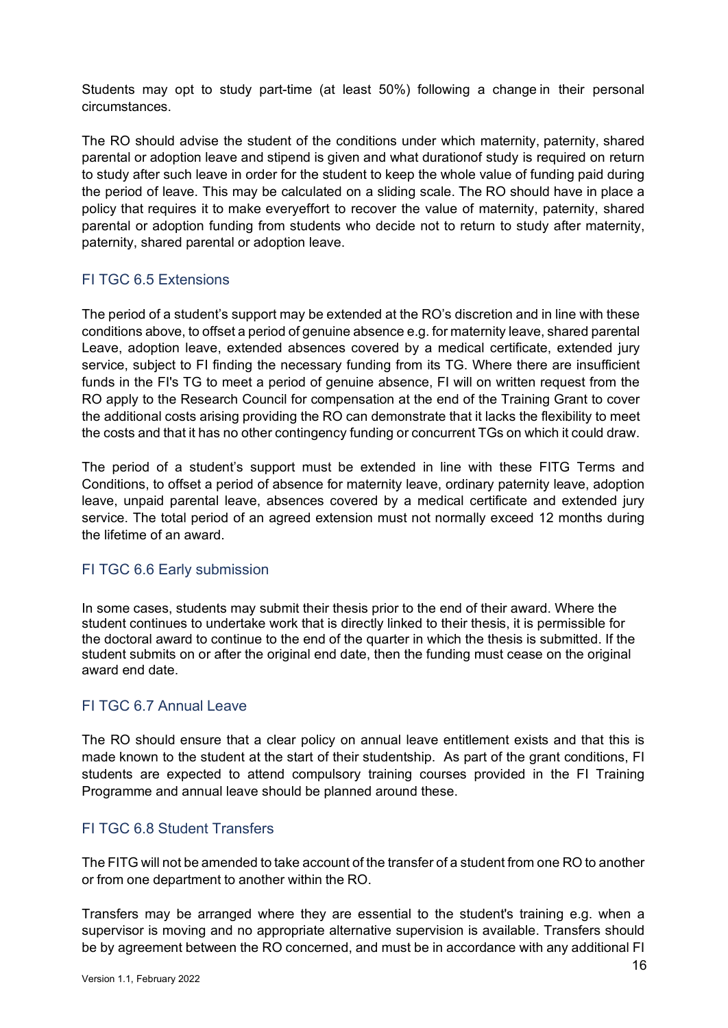Students may opt to study part-time (at least 50%) following a change in their personal circumstances.

The RO should advise the student of the conditions under which maternity, paternity, shared parental or adoption leave and stipend is given and what durationof study is required on return to study after such leave in order for the student to keep the whole value of funding paid during the period of leave. This may be calculated on a sliding scale. The RO should have in place a policy that requires it to make everyeffort to recover the value of maternity, paternity, shared parental or adoption funding from students who decide not to return to study after maternity, paternity, shared parental or adoption leave.

## FI TGC 6.5 Extensions

The period of a student's support may be extended at the RO's discretion and in line with these conditions above, to offset a period of genuine absence e.g. for maternity leave, shared parental Leave, adoption leave, extended absences covered by a medical certificate, extended jury service, subject to FI finding the necessary funding from its TG. Where there are insufficient funds in the FI's TG to meet a period of genuine absence, FI will on written request from the RO apply to the Research Council for compensation at the end of the Training Grant to cover the additional costs arising providing the RO can demonstrate that it lacks the flexibility to meet the costs and that it has no other contingency funding or concurrent TGs on which it could draw.

The period of a student's support must be extended in line with these FITG Terms and Conditions, to offset a period of absence for maternity leave, ordinary paternity leave, adoption leave, unpaid parental leave, absences covered by a medical certificate and extended jury service. The total period of an agreed extension must not normally exceed 12 months during the lifetime of an award.

## FI TGC 6.6 Early submission

In some cases, students may submit their thesis prior to the end of their award. Where the student continues to undertake work that is directly linked to their thesis, it is permissible for the doctoral award to continue to the end of the quarter in which the thesis is submitted. If the student submits on or after the original end date, then the funding must cease on the original award end date.

## FI TGC 6.7 Annual Leave

The RO should ensure that a clear policy on annual leave entitlement exists and that this is made known to the student at the start of their studentship. As part of the grant conditions, FI students are expected to attend compulsory training courses provided in the FI Training Programme and annual leave should be planned around these.

## FI TGC 6.8 Student Transfers

The FITG will not be amended to take account of the transfer of a student from one RO to another or from one department to another within the RO.

Transfers may be arranged where they are essential to the student's training e.g. when a supervisor is moving and no appropriate alternative supervision is available. Transfers should be by agreement between the RO concerned, and must be in accordance with any additional FI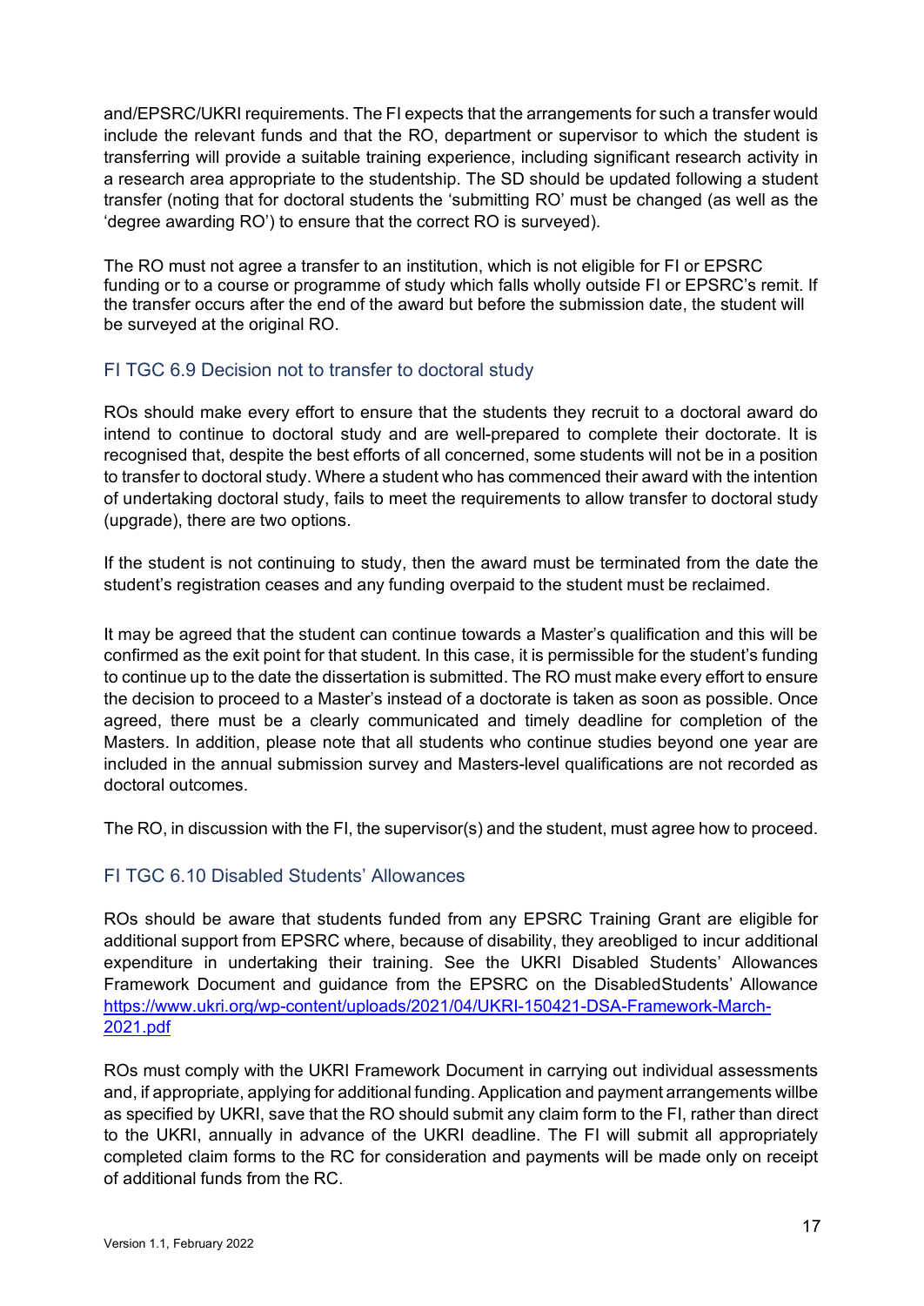and/EPSRC/UKRI requirements. The FI expects that the arrangements for such a transfer would include the relevant funds and that the RO, department or supervisor to which the student is transferring will provide a suitable training experience, including significant research activity in a research area appropriate to the studentship. The SD should be updated following a student transfer (noting that for doctoral students the 'submitting RO' must be changed (as well as the 'degree awarding RO') to ensure that the correct RO is surveyed).

The RO must not agree a transfer to an institution, which is not eligible for FI or EPSRC funding or to a course or programme of study which falls wholly outside FI or EPSRC's remit. If the transfer occurs after the end of the award but before the submission date, the student will be surveyed at the original RO.

## FI TGC 6.9 Decision not to transfer to doctoral study

ROs should make every effort to ensure that the students they recruit to a doctoral award do intend to continue to doctoral study and are well-prepared to complete their doctorate. It is recognised that, despite the best efforts of all concerned, some students will not be in a position to transfer to doctoral study. Where a student who has commenced their award with the intention of undertaking doctoral study, fails to meet the requirements to allow transfer to doctoral study (upgrade), there are two options.

If the student is not continuing to study, then the award must be terminated from the date the student's registration ceases and any funding overpaid to the student must be reclaimed.

It may be agreed that the student can continue towards a Master's qualification and this will be confirmed as the exit point for that student. In this case, it is permissible for the student's funding to continue up to the date the dissertation is submitted. The RO must make every effort to ensure the decision to proceed to a Master's instead of a doctorate is taken as soon as possible. Once agreed, there must be a clearly communicated and timely deadline for completion of the Masters. In addition, please note that all students who continue studies beyond one year are included in the annual submission survey and Masters-level qualifications are not recorded as doctoral outcomes.

The RO, in discussion with the FI, the supervisor(s) and the student, must agree how to proceed.

## FI TGC 6.10 Disabled Students' Allowances

ROs should be aware that students funded from any EPSRC Training Grant are eligible for additional support from EPSRC where, because of disability, they areobliged to incur additional expenditure in undertaking their training. See the UKRI Disabled Students' Allowances Framework Document and guidance from the EPSRC on the DisabledStudents' Allowance [https://www.ukri.org/wp-content/uploads/2021/04/UKRI-150421-DSA-Framework-March-2021.pdf](https://www.ukri.org/wp-content/uploads/2021/04/UKRI-150421-DSA-Framework-March-2021.pdf)

ROs must comply with the UKRI Framework Document in carrying out individual assessments and, if appropriate, applying for additional funding. Application and payment arrangements willbe as specified by UKRI, save that the RO should submit any claim form to the FI, rather than direct to the UKRI, annually in advance of the UKRI deadline. The FI will submit all appropriately completed claim forms to the RC for consideration and payments will be made only on receipt of additional funds from the RC.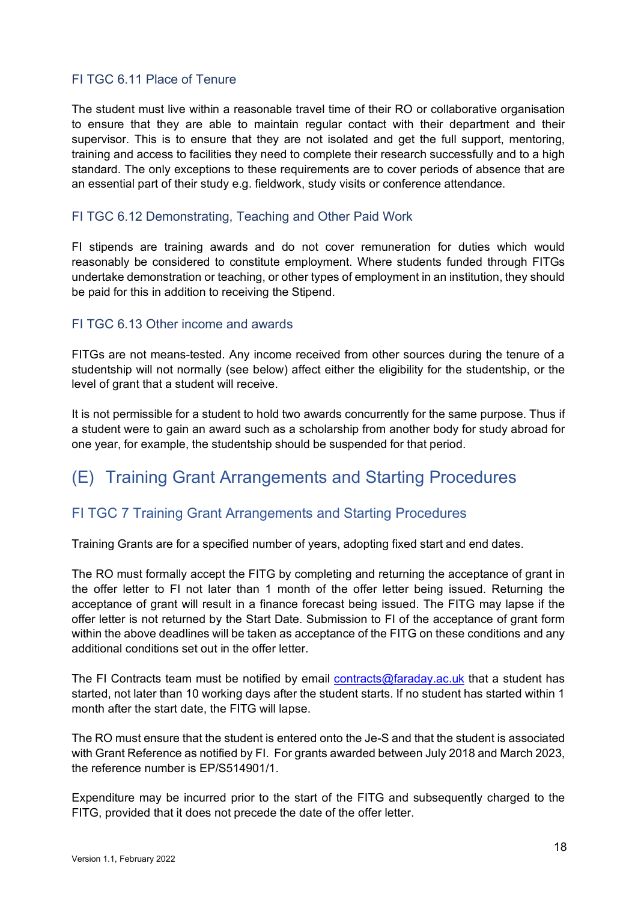### FI TGC 6.11 Place of Tenure

The student must live within a reasonable travel time of their RO or collaborative organisation to ensure that they are able to maintain regular contact with their department and their supervisor. This is to ensure that they are not isolated and get the full support, mentoring, training and access to facilities they need to complete their research successfully and to a high standard. The only exceptions to these requirements are to cover periods of absence that are an essential part of their study e.g. fieldwork, study visits or conference attendance.

### FI TGC 6.12 Demonstrating, Teaching and Other Paid Work

FI stipends are training awards and do not cover remuneration for duties which would reasonably be considered to constitute employment. Where students funded through FITGs undertake demonstration or teaching, or other types of employment in an institution, they should be paid for this in addition to receiving the Stipend.

### FI TGC 6.13 Other income and awards

FITGs are not means-tested. Any income received from other sources during the tenure of a studentship will not normally (see below) affect either the eligibility for the studentship, or the level of grant that a student will receive.

It is not permissible for a student to hold two awards concurrently for the same purpose. Thus if a student were to gain an award such as a scholarship from another body for study abroad for one year, for example, the studentship should be suspended for that period.

## (E) Training Grant Arrangements and Starting Procedures

### FI TGC 7 Training Grant Arrangements and Starting Procedures

Training Grants are for a specified number of years, adopting fixed start and end dates.

The RO must formally accept the FITG by completing and returning the acceptance of grant in the offer letter to FI not later than 1 month of the offer letter being issued. Returning the acceptance of grant will result in a finance forecast being issued. The FITG may lapse if the offer letter is not returned by the Start Date. Submission to FI of the acceptance of grant form within the above deadlines will be taken as acceptance of the FITG on these conditions and any additional conditions set out in the offer letter.

The FI Contracts team must be notified by email contracts@faraday.ac.uk that a student has started, not later than 10 working days after the student starts. If no student has started within 1 month after the start date, the FITG will lapse.

The RO must ensure that the student is entered onto the Je-S and that the student is associated with Grant Reference as notified by FI. For grants awarded between July 2018 and March 2023, the reference number is EP/S514901/1.

Expenditure may be incurred prior to the start of the FITG and subsequently charged to the FITG, provided that it does not precede the date of the offer letter.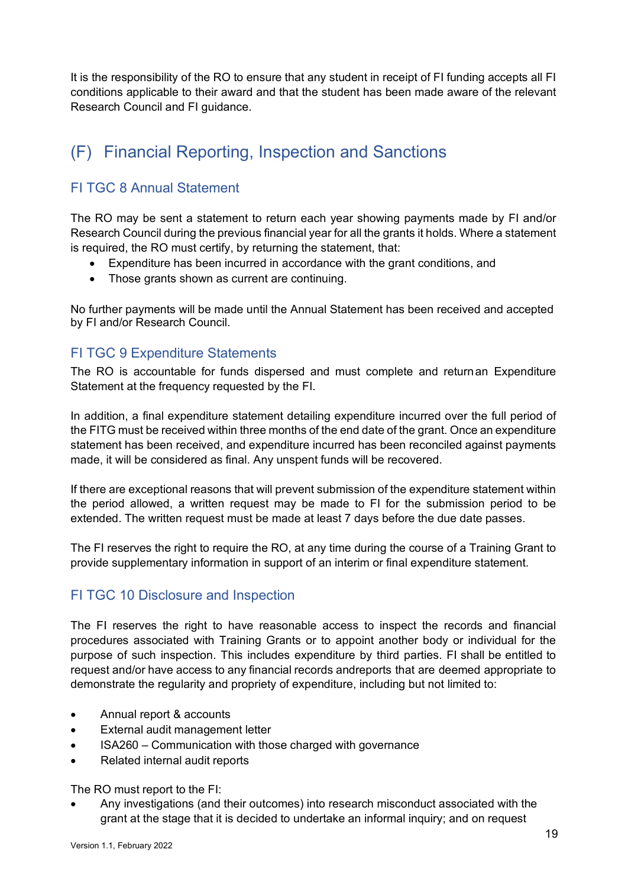It is the responsibility of the RO to ensure that any student in receipt of FI funding accepts all FI conditions applicable to their award and that the student has been made aware of the relevant Research Council and FI guidance.

## (F) Financial Reporting, Inspection and Sanctions

### FI TGC 8 Annual Statement

The RO may be sent a statement to return each year showing payments made by FI and/or Research Council during the previous financial year for all the grants it holds. Where a statement is required, the RO must certify, by returning the statement, that:

- Expenditure has been incurred in accordance with the grant conditions, and
- Those grants shown as current are continuing.

No further payments will be made until the Annual Statement has been received and accepted by FI and/or Research Council.

### FI TGC 9 Expenditure Statements

The RO is accountable for funds dispersed and must complete and return an Expenditure Statement at the frequency requested by the FI.

In addition, a final expenditure statement detailing expenditure incurred over the full period of the FITG must be received within three months of the end date of the grant. Once an expenditure statement has been received, and expenditure incurred has been reconciled against payments made, it will be considered as final. Any unspent funds will be recovered.

If there are exceptional reasons that will prevent submission of the expenditure statement within the period allowed, a written request may be made to FI for the submission period to be extended. The written request must be made at least 7 days before the due date passes.

The FI reserves the right to require the RO, at any time during the course of a Training Grant to provide supplementary information in support of an interim or final expenditure statement.

### FI TGC 10 Disclosure and Inspection

The FI reserves the right to have reasonable access to inspect the records and financial procedures associated with Training Grants or to appoint another body or individual for the purpose of such inspection. This includes expenditure by third parties. FI shall be entitled to request and/or have access to any financial records and reports that are deemed appropriate to demonstrate the regularity and propriety of expenditure, including but not limited to:

- Annual report & accounts
- External audit management letter
- ISA260 – Communication with those charged with governance
- Related internal audit reports

The RO must report to the FI:

- Any investigations (and their outcomes) into research misconduct associated with the grant at the stage that it is decided to undertake an informal inquiry; and on request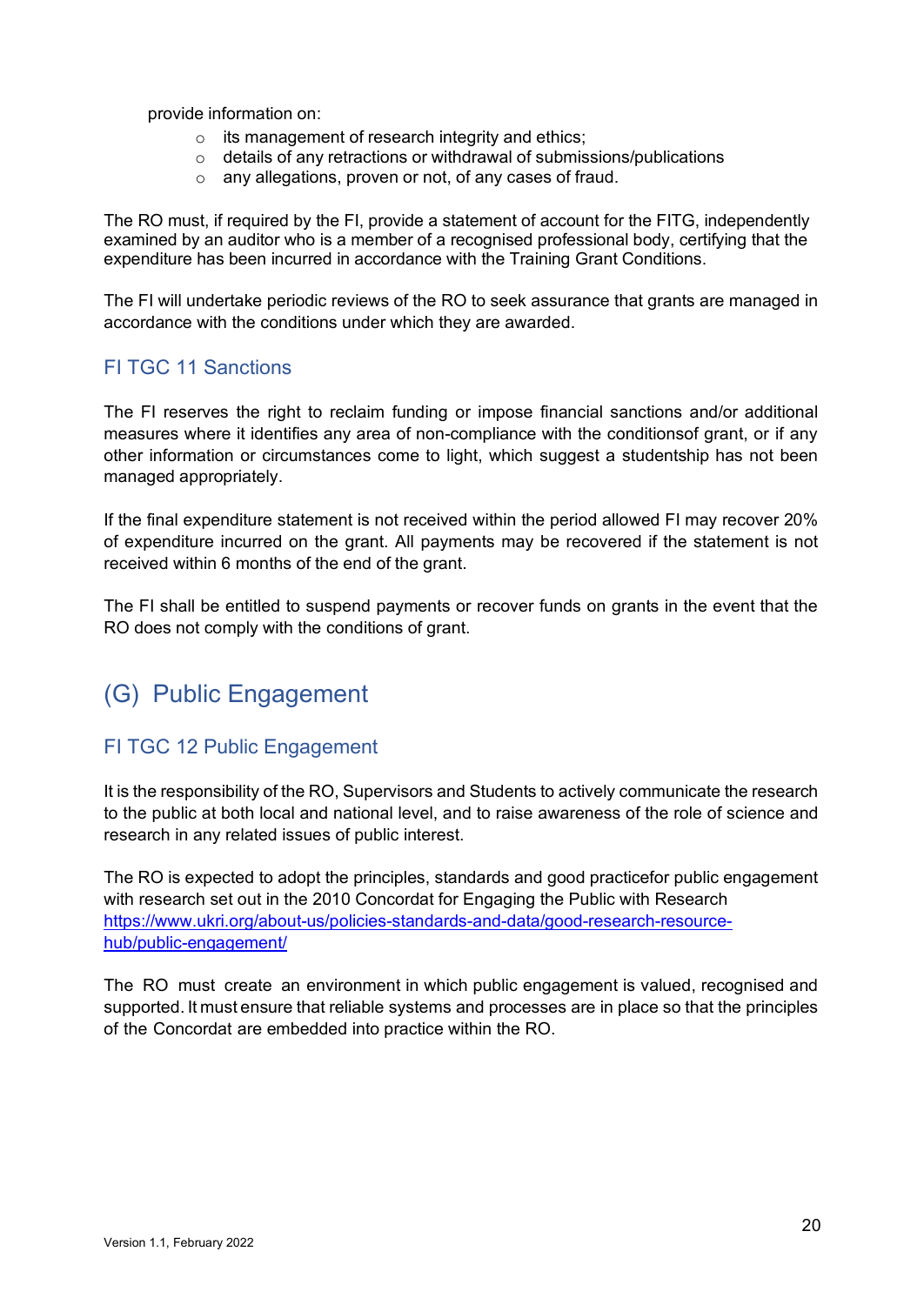provide information on:

- its management of research integrity and ethics;
- details of any retractions or withdrawal of submissions/publications
- any allegations, proven or not, of any cases of fraud.

The RO must, if required by the FI, provide a statement of account for the FITG, independently examined by an auditor who is a member of a recognised professional body, certifying that the expenditure has been incurred in accordance with the Training Grant Conditions.

The FI will undertake periodic reviews of the RO to seek assurance that grants are managed in accordance with the conditions under which they are awarded.

### FI TGC 11 Sanctions

The FI reserves the right to reclaim funding or impose financial sanctions and/or additional measures where it identifies any area of non-compliance with the conditionsof grant, or if any other information or circumstances come to light, which suggest a studentship has not been managed appropriately.

If the final expenditure statement is not received within the period allowed FI may recover 20% of expenditure incurred on the grant. All payments may be recovered if the statement is not received within 6 months of the end of the grant.

The FI shall be entitled to suspend payments or recover funds on grants in the event that the RO does not comply with the conditions of grant.

## (G) Public Engagement

### FI TGC 12 Public Engagement

It is the responsibility of the RO, Supervisors and Students to actively communicate the research to the public at both local and national level, and to raise awareness of the role of science and research in any related issues of public interest.

The RO is expected to adopt the principles, standards and good practicefor public engagement with research set out in the 2010 Concordat for Engaging the Public with Research https://www.ukri.org/about-us/policies-standards-and-data/good-research-resource-hub/public-engagement/

The RO must create an environment in which public engagement is valued, recognised and supported. It must ensure that reliable systems and processes are in place so that the principles of the Concordat are embedded into practice within the RO.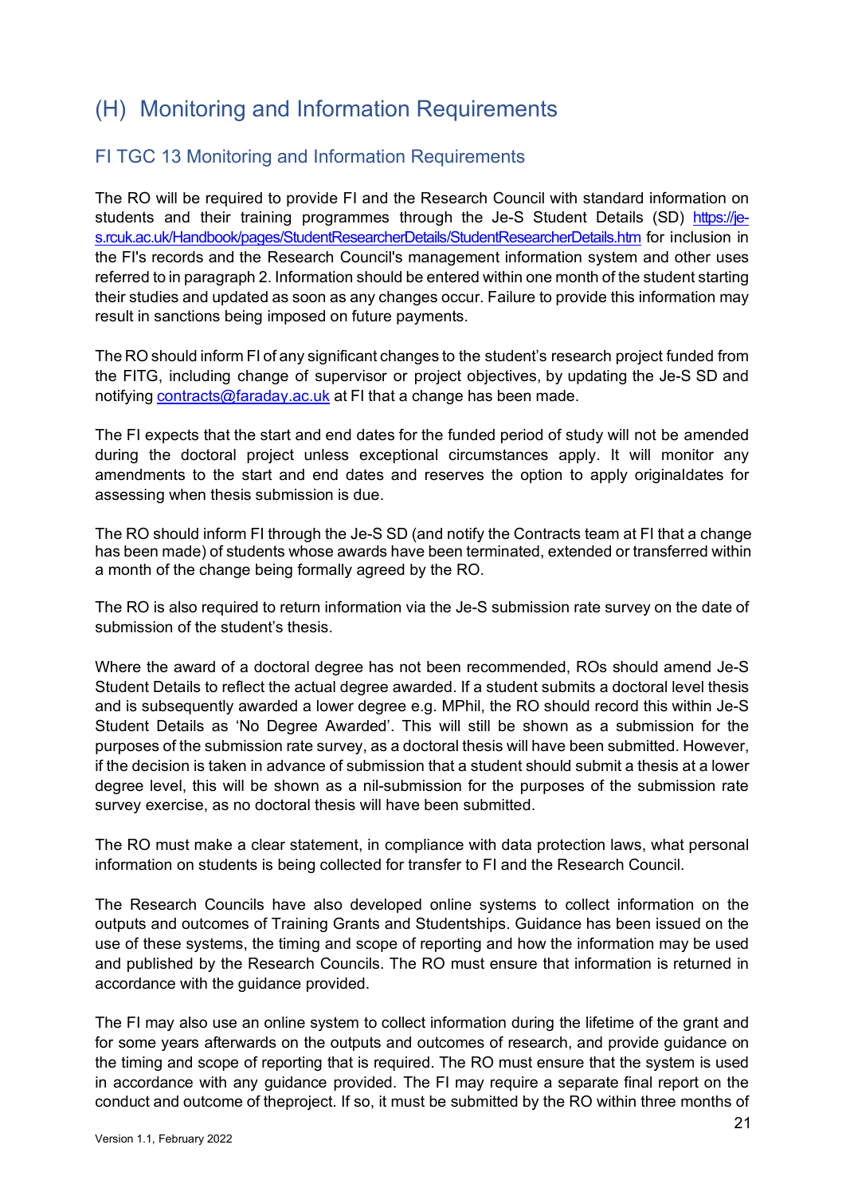# (H) Monitoring and Information Requirements

## FI TGC 13 Monitoring and Information Requirements

The RO will be required to provide FI and the Research Council with standard information on students and their training programmes through the Je-S Student Details (SD) https://je-s.rcuk.ac.uk/Handbook/pages/StudentResearcherDetails/StudentResearcherDetails.htm for inclusion in the FI's records and the Research Council's management information system and other uses referred to in paragraph 2. Information should be entered within one month of the student starting their studies and updated as soon as any changes occur. Failure to provide this information may result in sanctions being imposed on future payments.

The RO should inform FI of any significant changes to the student's research project funded from the FITG, including change of supervisor or project objectives, by updating the Je-S SD and notifying contracts@faraday.ac.uk at FI that a change has been made.

The FI expects that the start and end dates for the funded period of study will not be amended during the doctoral project unless exceptional circumstances apply. It will monitor any amendments to the start and end dates and reserves the option to apply originaldates for assessing when thesis submission is due.

The RO should inform FI through the Je-S SD (and notify the Contracts team at FI that a change has been made) of students whose awards have been terminated, extended or transferred within a month of the change being formally agreed by the RO.

The RO is also required to return information via the Je-S submission rate survey on the date of submission of the student's thesis.

Where the award of a doctoral degree has not been recommended, ROs should amend Je-S Student Details to reflect the actual degree awarded. If a student submits a doctoral level thesis and is subsequently awarded a lower degree e.g. MPhil, the RO should record this within Je-S Student Details as 'No Degree Awarded'. This will still be shown as a submission for the purposes of the submission rate survey, as a doctoral thesis will have been submitted. However, if the decision is taken in advance of submission that a student should submit a thesis at a lower degree level, this will be shown as a nil-submission for the purposes of the submission rate survey exercise, as no doctoral thesis will have been submitted.

The RO must make a clear statement, in compliance with data protection laws, what personal information on students is being collected for transfer to FI and the Research Council.

The Research Councils have also developed online systems to collect information on the outputs and outcomes of Training Grants and Studentships. Guidance has been issued on the use of these systems, the timing and scope of reporting and how the information may be used and published by the Research Councils. The RO must ensure that information is returned in accordance with the guidance provided.

The FI may also use an online system to collect information during the lifetime of the grant and for some years afterwards on the outputs and outcomes of research, and provide guidance on the timing and scope of reporting that is required. The RO must ensure that the system is used in accordance with any guidance provided. The FI may require a separate final report on the conduct and outcome of theproject. If so, it must be submitted by the RO within three months of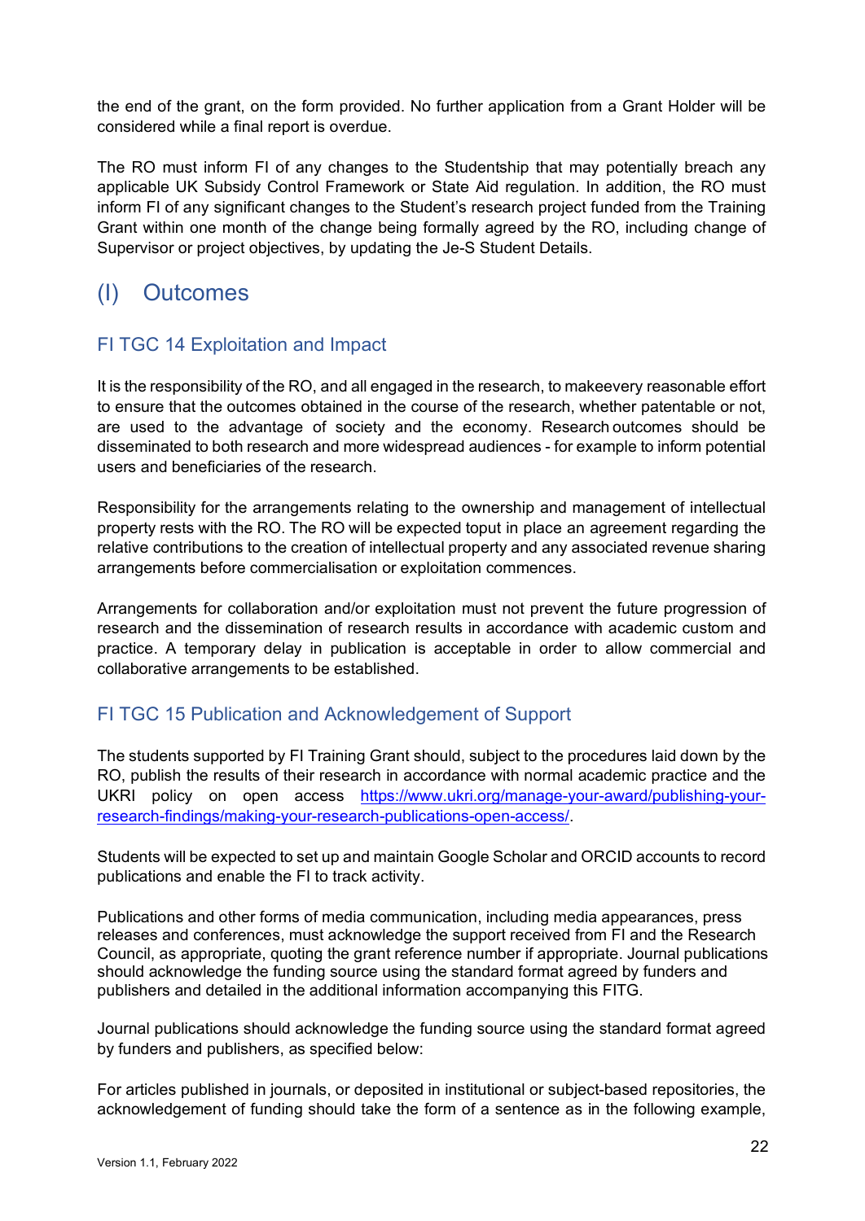the end of the grant, on the form provided. No further application from a Grant Holder will be considered while a final report is overdue.

The RO must inform FI of any changes to the Studentship that may potentially breach any applicable UK Subsidy Control Framework or State Aid regulation. In addition, the RO must inform FI of any significant changes to the Student's research project funded from the Training Grant within one month of the change being formally agreed by the RO, including change of Supervisor or project objectives, by updating the Je-S Student Details.

# (I) Outcomes

## FI TGC 14 Exploitation and Impact

It is the responsibility of the RO, and all engaged in the research, to makeevery reasonable effort to ensure that the outcomes obtained in the course of the research, whether patentable or not, are used to the advantage of society and the economy. Research outcomes should be disseminated to both research and more widespread audiences - for example to inform potential users and beneficiaries of the research.

Responsibility for the arrangements relating to the ownership and management of intellectual property rests with the RO. The RO will be expected toput in place an agreement regarding the relative contributions to the creation of intellectual property and any associated revenue sharing arrangements before commercialisation or exploitation commences.

Arrangements for collaboration and/or exploitation must not prevent the future progression of research and the dissemination of research results in accordance with academic custom and practice. A temporary delay in publication is acceptable in order to allow commercial and collaborative arrangements to be established.

## FI TGC 15 Publication and Acknowledgement of Support

The students supported by FI Training Grant should, subject to the procedures laid down by the RO, publish the results of their research in accordance with normal academic practice and the UKRI policy on open access https://www.ukri.org/manage-your-award/publishing-your-research-findings/making-your-research-publications-open-access/.

Students will be expected to set up and maintain Google Scholar and ORCID accounts to record publications and enable the FI to track activity.

Publications and other forms of media communication, including media appearances, press releases and conferences, must acknowledge the support received from FI and the Research Council, as appropriate, quoting the grant reference number if appropriate. Journal publications should acknowledge the funding source using the standard format agreed by funders and publishers and detailed in the additional information accompanying this FITG.

Journal publications should acknowledge the funding source using the standard format agreed by funders and publishers, as specified below:

For articles published in journals, or deposited in institutional or subject-based repositories, the acknowledgement of funding should take the form of a sentence as in the following example,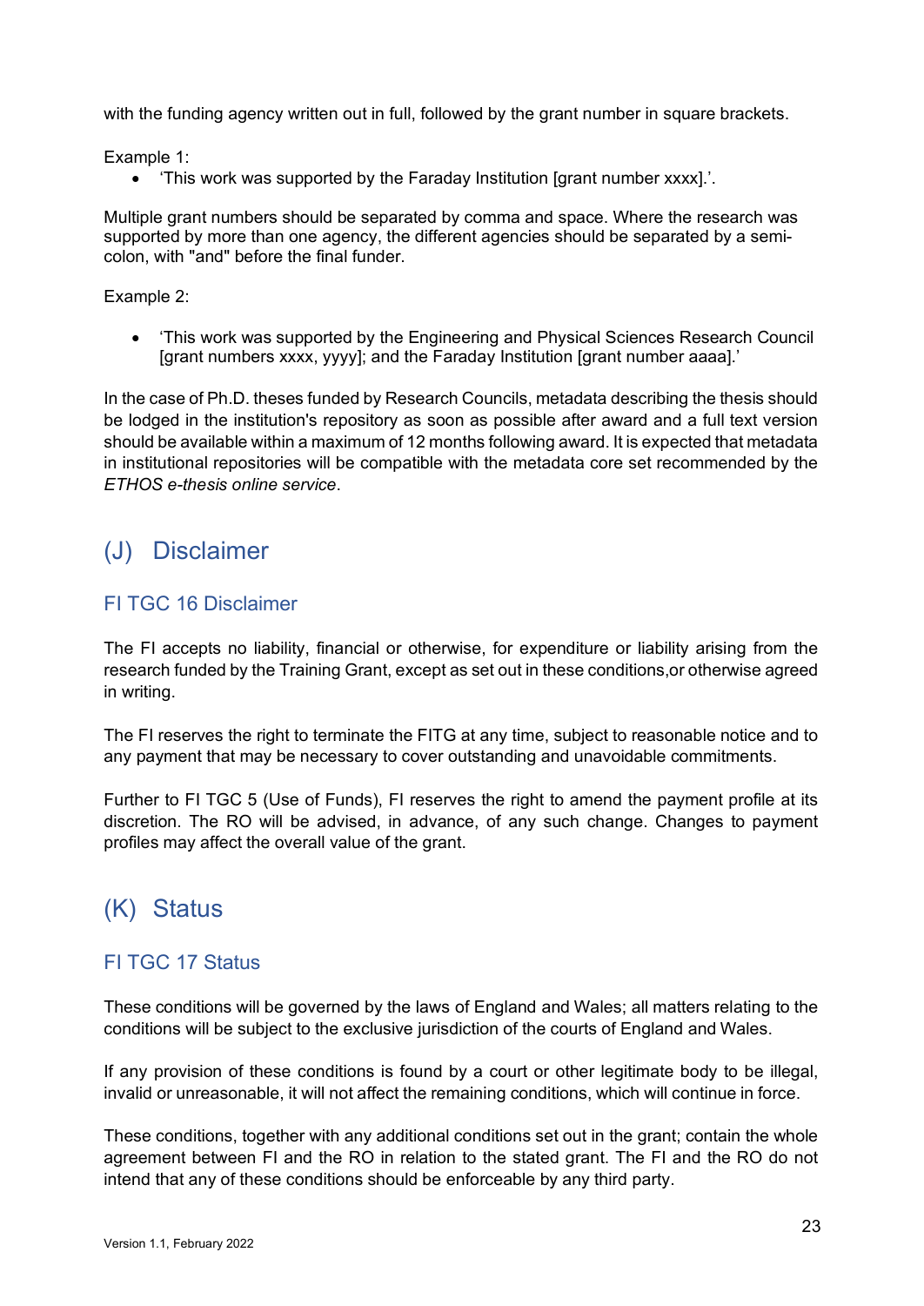with the funding agency written out in full, followed by the grant number in square brackets.

Example 1:

- 'This work was supported by the Faraday Institution [grant number xxxx].'.

Multiple grant numbers should be separated by comma and space. Where the research was supported by more than one agency, the different agencies should be separated by a semi-colon, with "and" before the final funder.

Example 2:

- 'This work was supported by the Engineering and Physical Sciences Research Council [grant numbers xxxx, yyyy]; and the Faraday Institution [grant number aaaa].'

In the case of Ph.D. theses funded by Research Councils, metadata describing the thesis should be lodged in the institution's repository as soon as possible after award and a full text version should be available within a maximum of 12 months following award. It is expected that metadata in institutional repositories will be compatible with the metadata core set recommended by the *ETHOS e-thesis online service*.

## (J) Disclaimer

### FI TGC 16 Disclaimer

The FI accepts no liability, financial or otherwise, for expenditure or liability arising from the research funded by the Training Grant, except as set out in these conditions,or otherwise agreed in writing.

The FI reserves the right to terminate the FITG at any time, subject to reasonable notice and to any payment that may be necessary to cover outstanding and unavoidable commitments.

Further to FI TGC 5 (Use of Funds), FI reserves the right to amend the payment profile at its discretion. The RO will be advised, in advance, of any such change. Changes to payment profiles may affect the overall value of the grant.

## (K) Status

### FI TGC 17 Status

These conditions will be governed by the laws of England and Wales; all matters relating to the conditions will be subject to the exclusive jurisdiction of the courts of England and Wales.

If any provision of these conditions is found by a court or other legitimate body to be illegal, invalid or unreasonable, it will not affect the remaining conditions, which will continue in force.

These conditions, together with any additional conditions set out in the grant; contain the whole agreement between FI and the RO in relation to the stated grant. The FI and the RO do not intend that any of these conditions should be enforceable by any third party.

Version 1.1, February 2022